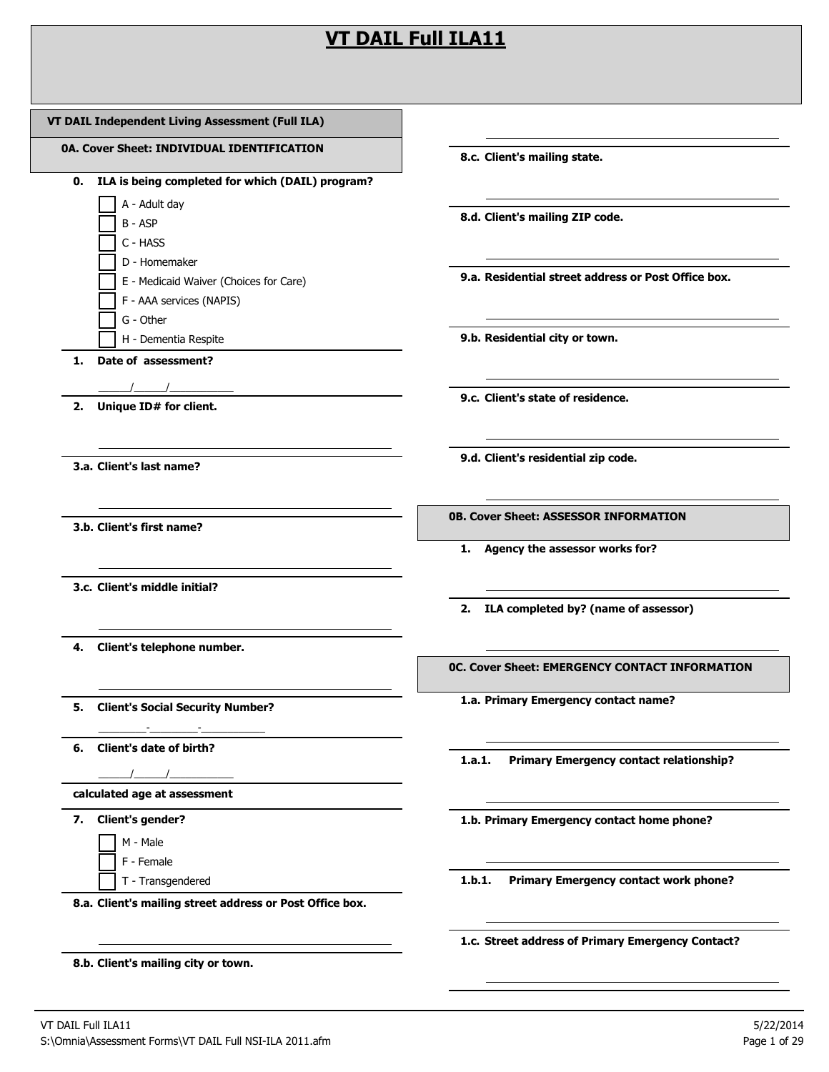# VT DAIL Full ILA11

## VT DAIL Independent Living Assessment (Full ILA)

### 0A. Cover Sheet: INDIVIDUAL IDENTIFICATION

**0. ILA is being completed for which (DAIL) program?**

- [ ] A - Adult day
- [ ] B - ASP
- [ ] C - HASS
- [ ] D - Homemaker
- [ ] E - Medicaid Waiver (Choices for Care)
- [ ] F - AAA services (NAPIS)
- [ ] G - Other
- [ ] H - Dementia Respite

**1. Date of assessment?**

\_\_\_\_\_\_/\_\_\_\_\_\_/\_\_\_\_\_\_\_\_\_\_\_\_

**2. Unique ID# for client.**

\_\_\_\_\_\_\_\_\_\_\_\_\_\_\_\_\_\_\_\_\_\_\_\_\_\_\_\_\_\_\_\_\_\_\_\_\_\_\_\_

**3.a. Client's last name?**

\_\_\_\_\_\_\_\_\_\_\_\_\_\_\_\_\_\_\_\_\_\_\_\_\_\_\_\_\_\_\_\_\_\_\_\_\_\_\_\_

**3.b. Client's first name?**

\_\_\_\_\_\_\_\_\_\_\_\_\_\_\_\_\_\_\_\_\_\_\_\_\_\_\_\_\_\_\_\_\_\_\_\_\_\_\_\_

**3.c. Client's middle initial?**

\_\_\_\_\_\_\_\_\_\_\_\_\_\_\_\_\_\_\_\_\_\_\_\_\_\_\_\_\_\_\_\_\_\_\_\_\_\_\_\_

**4. Client's telephone number.**

\_\_\_\_\_\_\_\_\_\_\_\_\_\_\_\_\_\_\_\_\_\_\_\_\_\_\_\_\_\_\_\_\_\_\_\_\_\_\_\_

**5. Client's Social Security Number?**

\_\_\_\_\_\_\_\_\_-\_\_\_\_\_\_\_\_\_-\_\_\_\_\_\_\_\_\_\_\_\_

**6. Client's date of birth?**

\_\_\_\_\_\_/\_\_\_\_\_\_/\_\_\_\_\_\_\_\_\_\_\_\_

**calculated age at assessment**

**7. Client's gender?**

- [ ] M - Male
- [ ] F - Female
- [ ] T - Transgendered

**8.a. Client's mailing street address or Post Office box.**

\_\_\_\_\_\_\_\_\_\_\_\_\_\_\_\_\_\_\_\_\_\_\_\_\_\_\_\_\_\_\_\_\_\_\_\_\_\_\_\_

**8.b. Client's mailing city or town.**

\_\_\_\_\_\_\_\_\_\_\_\_\_\_\_\_\_\_\_\_\_\_\_\_\_\_\_\_\_\_\_\_\_\_\_\_\_\_\_\_

**8.c. Client's mailing state.**

\_\_\_\_\_\_\_\_\_\_\_\_\_\_\_\_\_\_\_\_\_\_\_\_\_\_\_\_\_\_\_\_\_\_\_\_\_\_\_\_

**8.d. Client's mailing ZIP code.**

\_\_\_\_\_\_\_\_\_\_\_\_\_\_\_\_\_\_\_\_\_\_\_\_\_\_\_\_\_\_\_\_\_\_\_\_\_\_\_\_

**9.a. Residential street address or Post Office box.**

\_\_\_\_\_\_\_\_\_\_\_\_\_\_\_\_\_\_\_\_\_\_\_\_\_\_\_\_\_\_\_\_\_\_\_\_\_\_\_\_

**9.b. Residential city or town.**

\_\_\_\_\_\_\_\_\_\_\_\_\_\_\_\_\_\_\_\_\_\_\_\_\_\_\_\_\_\_\_\_\_\_\_\_\_\_\_\_

**9.c. Client's state of residence.**

\_\_\_\_\_\_\_\_\_\_\_\_\_\_\_\_\_\_\_\_\_\_\_\_\_\_\_\_\_\_\_\_\_\_\_\_\_\_\_\_

**9.d. Client's residential zip code.**

\_\_\_\_\_\_\_\_\_\_\_\_\_\_\_\_\_\_\_\_\_\_\_\_\_\_\_\_\_\_\_\_\_\_\_\_\_\_\_\_

### 0B. Cover Sheet: ASSESSOR INFORMATION

**1. Agency the assessor works for?**

\_\_\_\_\_\_\_\_\_\_\_\_\_\_\_\_\_\_\_\_\_\_\_\_\_\_\_\_\_\_\_\_\_\_\_\_\_\_\_\_

**2. ILA completed by? (name of assessor)**

\_\_\_\_\_\_\_\_\_\_\_\_\_\_\_\_\_\_\_\_\_\_\_\_\_\_\_\_\_\_\_\_\_\_\_\_\_\_\_\_

### 0C. Cover Sheet: EMERGENCY CONTACT INFORMATION

**1.a. Primary Emergency contact name?**

\_\_\_\_\_\_\_\_\_\_\_\_\_\_\_\_\_\_\_\_\_\_\_\_\_\_\_\_\_\_\_\_\_\_\_\_\_\_\_\_

**1.a.1. Primary Emergency contact relationship?**

\_\_\_\_\_\_\_\_\_\_\_\_\_\_\_\_\_\_\_\_\_\_\_\_\_\_\_\_\_\_\_\_\_\_\_\_\_\_\_\_

**1.b. Primary Emergency contact home phone?**

\_\_\_\_\_\_\_\_\_\_\_\_\_\_\_\_\_\_\_\_\_\_\_\_\_\_\_\_\_\_\_\_\_\_\_\_\_\_\_\_

**1.b.1. Primary Emergency contact work phone?**

\_\_\_\_\_\_\_\_\_\_\_\_\_\_\_\_\_\_\_\_\_\_\_\_\_\_\_\_\_\_\_\_\_\_\_\_\_\_\_\_

**1.c. Street address of Primary Emergency Contact?**

\_\_\_\_\_\_\_\_\_\_\_\_\_\_\_\_\_\_\_\_\_\_\_\_\_\_\_\_\_\_\_\_\_\_\_\_\_\_\_\_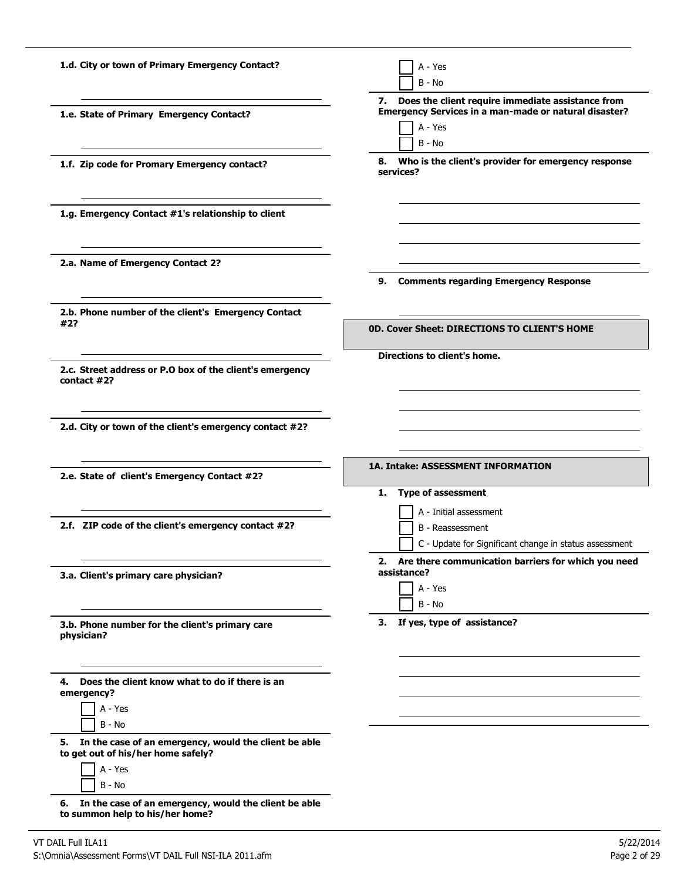**1.d. City or town of Primary Emergency Contact?**

**1.e. State of Primary Emergency Contact?**

**1.f. Zip code for Promary Emergency contact?**

**1.g. Emergency Contact #1's relationship to client**

**2.a. Name of Emergency Contact 2?**

**2.b. Phone number of the client's Emergency Contact #2?**

**2.c. Street address or P.O box of the client's emergency contact #2?**

**2.d. City or town of the client's emergency contact #2?**

**2.e. State of client's Emergency Contact #2?**

**2.f. ZIP code of the client's emergency contact #2?**

**3.a. Client's primary care physician?**

**3.b. Phone number for the client's primary care physician?**

**4. Does the client know what to do if there is an emergency?**

- [ ] A - Yes
- [ ] B - No

**5. In the case of an emergency, would the client be able to get out of his/her home safely?**

- [ ] A - Yes
- [ ] B - No

**6. In the case of an emergency, would the client be able to summon help to his/her home?**

- [ ] A - Yes
- [ ] B - No

**7. Does the client require immediate assistance from Emergency Services in a man-made or natural disaster?**

- [ ] A - Yes
- [ ] B - No

**8. Who is the client's provider for emergency response services?**

**9. Comments regarding Emergency Response**

## 0D. Cover Sheet: DIRECTIONS TO CLIENT'S HOME

**Directions to client's home.**

## 1A. Intake: ASSESSMENT INFORMATION

**1. Type of assessment**

- [ ] A - Initial assessment
- [ ] B - Reassessment
- [ ] C - Update for Significant change in status assessment

**2. Are there communication barriers for which you need assistance?**

- [ ] A - Yes
- [ ] B - No

**3. If yes, type of assistance?**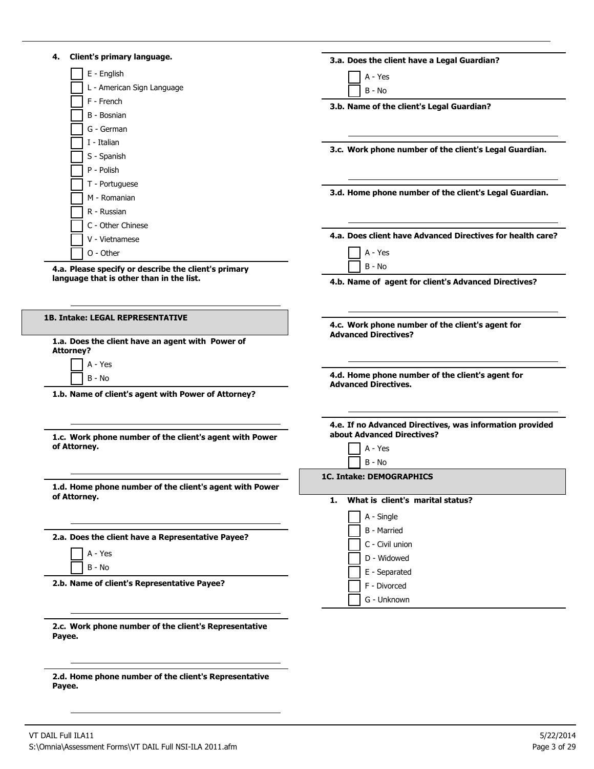**4. Client's primary language.**

- [ ] E - English
- [ ] L - American Sign Language
- [ ] F - French
- [ ] B - Bosnian
- [ ] G - German
- [ ] I - Italian
- [ ] S - Spanish
- [ ] P - Polish
- [ ] T - Portuguese
- [ ] M - Romanian
- [ ] R - Russian
- [ ] C - Other Chinese
- [ ] V - Vietnamese
- [ ] O - Other

**4.a. Please specify or describe the client's primary language that is other than in the list.**

______________________________

## 1B. Intake: LEGAL REPRESENTATIVE

**1.a. Does the client have an agent with Power of Attorney?**

- [ ] A - Yes
- [ ] B - No

**1.b. Name of client's agent with Power of Attorney?**

______________________________

**1.c. Work phone number of the client's agent with Power of Attorney.**

______________________________

**1.d. Home phone number of the client's agent with Power of Attorney.**

______________________________

**2.a. Does the client have a Representative Payee?**

- [ ] A - Yes
- [ ] B - No

**2.b. Name of client's Representative Payee?**

______________________________

**2.c. Work phone number of the client's Representative Payee.**

______________________________

**2.d. Home phone number of the client's Representative Payee.**

______________________________

**3.a. Does the client have a Legal Guardian?**

- [ ] A - Yes
- [ ] B - No

**3.b. Name of the client's Legal Guardian?**

______________________________

**3.c. Work phone number of the client's Legal Guardian.**

______________________________

**3.d. Home phone number of the client's Legal Guardian.**

______________________________

**4.a. Does client have Advanced Directives for health care?**

- [ ] A - Yes
- [ ] B - No

**4.b. Name of agent for client's Advanced Directives?**

______________________________

**4.c. Work phone number of the client's agent for Advanced Directives?**

______________________________

**4.d. Home phone number of the client's agent for Advanced Directives.**

______________________________

**4.e. If no Advanced Directives, was information provided about Advanced Directives?**

- [ ] A - Yes
- [ ] B - No

## 1C. Intake: DEMOGRAPHICS

**1. What is client's marital status?**

- [ ] A - Single
- [ ] B - Married
- [ ] C - Civil union
- [ ] D - Widowed
- [ ] E - Separated
- [ ] F - Divorced
- [ ] G - Unknown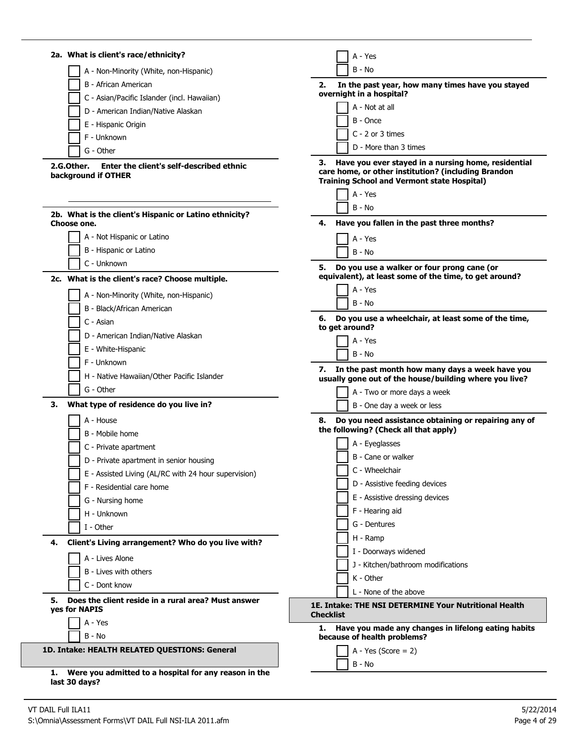**2a. What is client's race/ethnicity?**

- [ ] A - Non-Minority (White, non-Hispanic)
- [ ] B - African American
- [ ] C - Asian/Pacific Islander (incl. Hawaiian)
- [ ] D - American Indian/Native Alaskan
- [ ] E - Hispanic Origin
- [ ] F - Unknown
- [ ] G - Other

**2.G.Other. Enter the client's self-described ethnic background if OTHER**

\_\_\_\_\_\_\_\_\_\_\_\_\_\_\_\_\_\_\_\_\_\_\_\_\_\_\_\_\_\_\_\_\_\_\_\_\_\_\_\_

**2b. What is the client's Hispanic or Latino ethnicity? Choose one.**

- [ ] A - Not Hispanic or Latino
- [ ] B - Hispanic or Latino
- [ ] C - Unknown

**2c. What is the client's race? Choose multiple.**

- [ ] A - Non-Minority (White, non-Hispanic)
- [ ] B - Black/African American
- [ ] C - Asian
- [ ] D - American Indian/Native Alaskan
- [ ] E - White-Hispanic
- [ ] F - Unknown
- [ ] H - Native Hawaiian/Other Pacific Islander
- [ ] G - Other

**3. What type of residence do you live in?**

- [ ] A - House
- [ ] B - Mobile home
- [ ] C - Private apartment
- [ ] D - Private apartment in senior housing
- [ ] E - Assisted Living (AL/RC with 24 hour supervision)
- [ ] F - Residential care home
- [ ] G - Nursing home
- [ ] H - Unknown
- [ ] I - Other

**4. Client's Living arrangement? Who do you live with?**

- [ ] A - Lives Alone
- [ ] B - Lives with others
- [ ] C - Dont know

**5. Does the client reside in a rural area? Must answer yes for NAPIS**

- [ ] A - Yes
- [ ] B - No

## 1D. Intake: HEALTH RELATED QUESTIONS: General

**1. Were you admitted to a hospital for any reason in the last 30 days?**

- [ ] A - Yes
- [ ] B - No

**2. In the past year, how many times have you stayed overnight in a hospital?**

- [ ] A - Not at all
- [ ] B - Once
- [ ] C - 2 or 3 times
- [ ] D - More than 3 times

**3. Have you ever stayed in a nursing home, residential care home, or other institution? (including Brandon Training School and Vermont state Hospital)**

- [ ] A - Yes
- [ ] B - No

**4. Have you fallen in the past three months?**

- [ ] A - Yes
- [ ] B - No

**5. Do you use a walker or four prong cane (or equivalent), at least some of the time, to get around?**

- [ ] A - Yes
- [ ] B - No

**6. Do you use a wheelchair, at least some of the time, to get around?**

- [ ] A - Yes
- [ ] B - No

**7. In the past month how many days a week have you usually gone out of the house/building where you live?**

- [ ] A - Two or more days a week
- [ ] B - One day a week or less

**8. Do you need assistance obtaining or repairing any of the following? (Check all that apply)**

- [ ] A - Eyeglasses
- [ ] B - Cane or walker
- [ ] C - Wheelchair
- [ ] D - Assistive feeding devices
- [ ] E - Assistive dressing devices
- [ ] F - Hearing aid
- [ ] G - Dentures
- [ ] H - Ramp
- [ ] I - Doorways widened
- [ ] J - Kitchen/bathroom modifications
- [ ] K - Other
- [ ] L - None of the above

## 1E. Intake: THE NSI DETERMINE Your Nutritional Health Checklist

**1. Have you made any changes in lifelong eating habits because of health problems?**

- [ ] A - Yes (Score = 2)
- [ ] B - No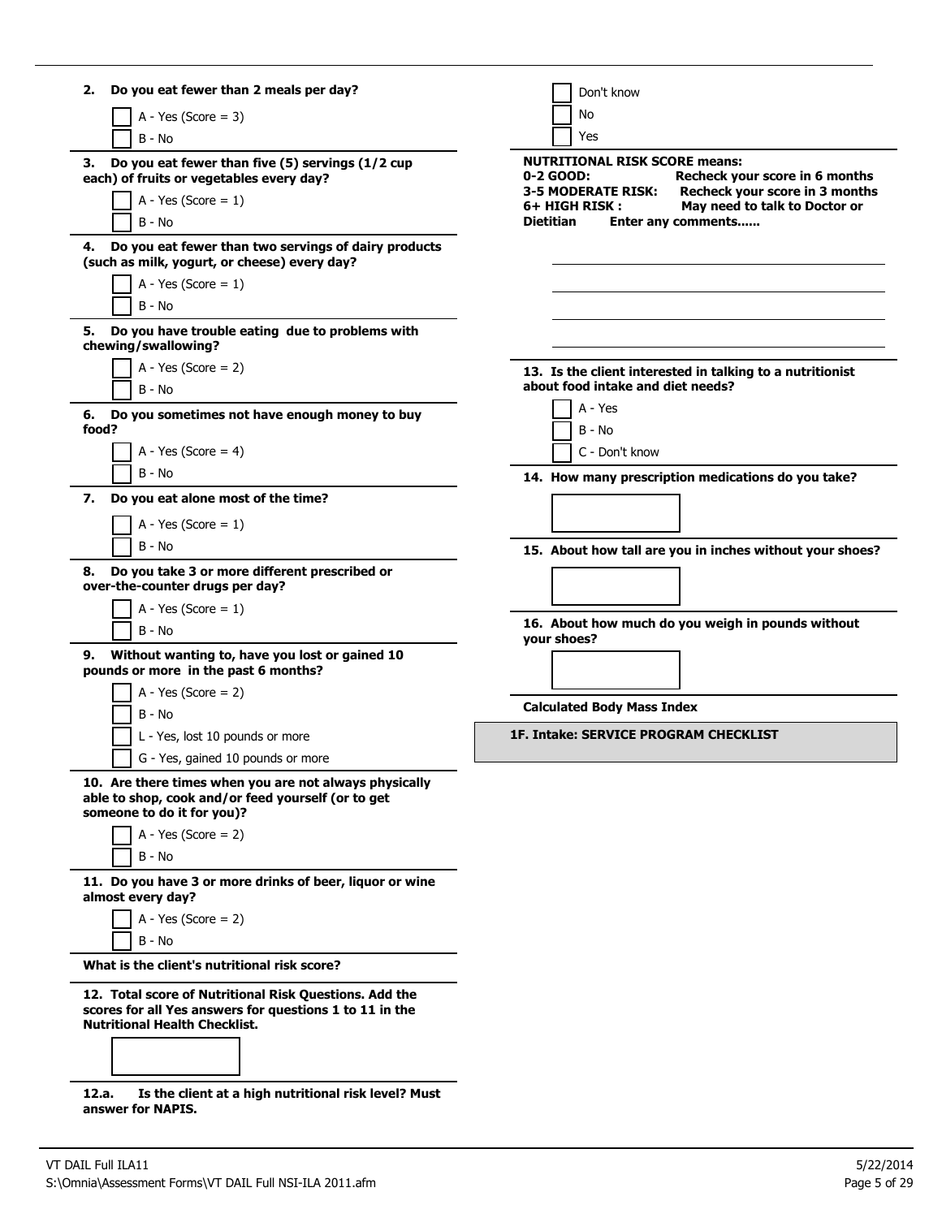**2. Do you eat fewer than 2 meals per day?**

- [ ] A - Yes (Score = 3)
- [ ] B - No

**3. Do you eat fewer than five (5) servings (1/2 cup each) of fruits or vegetables every day?**

- [ ] A - Yes (Score = 1)
- [ ] B - No

**4. Do you eat fewer than two servings of dairy products (such as milk, yogurt, or cheese) every day?**

- [ ] A - Yes (Score = 1)
- [ ] B - No

**5. Do you have trouble eating due to problems with chewing/swallowing?**

- [ ] A - Yes (Score = 2)
- [ ] B - No

**6. Do you sometimes not have enough money to buy food?**

- [ ] A - Yes (Score = 4)
- [ ] B - No

**7. Do you eat alone most of the time?**

- [ ] A - Yes (Score = 1)
- [ ] B - No

**8. Do you take 3 or more different prescribed or over-the-counter drugs per day?**

- [ ] A - Yes (Score = 1)
- [ ] B - No

**9. Without wanting to, have you lost or gained 10 pounds or more in the past 6 months?**

- [ ] A - Yes (Score = 2)
- [ ] B - No
- [ ] L - Yes, lost 10 pounds or more
- [ ] G - Yes, gained 10 pounds or more

**10. Are there times when you are not always physically able to shop, cook and/or feed yourself (or to get someone to do it for you)?**

- [ ] A - Yes (Score = 2)
- [ ] B - No

**11. Do you have 3 or more drinks of beer, liquor or wine almost every day?**

- [ ] A - Yes (Score = 2)
- [ ] B - No

**What is the client's nutritional risk score?**

**12. Total score of Nutritional Risk Questions. Add the scores for all Yes answers for questions 1 to 11 in the Nutritional Health Checklist.**

[ ]

**12.a. Is the client at a high nutritional risk level? Must answer for NAPIS.**

- [ ] Don't know
- [ ] No
- [ ] Yes

**NUTRITIONAL RISK SCORE means:**
**0-2 GOOD:** **Recheck your score in 6 months**
**3-5 MODERATE RISK:** **Recheck your score in 3 months**
**6+ HIGH RISK :** **May need to talk to Doctor or Dietitian** **Enter any comments......**

\_\_\_\_\_\_\_\_\_\_\_\_\_\_\_\_\_\_\_\_\_\_\_\_\_\_\_\_\_\_\_\_

\_\_\_\_\_\_\_\_\_\_\_\_\_\_\_\_\_\_\_\_\_\_\_\_\_\_\_\_\_\_\_\_

\_\_\_\_\_\_\_\_\_\_\_\_\_\_\_\_\_\_\_\_\_\_\_\_\_\_\_\_\_\_\_\_

\_\_\_\_\_\_\_\_\_\_\_\_\_\_\_\_\_\_\_\_\_\_\_\_\_\_\_\_\_\_\_\_

**13. Is the client interested in talking to a nutritionist about food intake and diet needs?**

- [ ] A - Yes
- [ ] B - No
- [ ] C - Don't know

**14. How many prescription medications do you take?**

[ ]

**15. About how tall are you in inches without your shoes?**

[ ]

**16. About how much do you weigh in pounds without your shoes?**

[ ]

**Calculated Body Mass Index**

## 1F. Intake: SERVICE PROGRAM CHECKLIST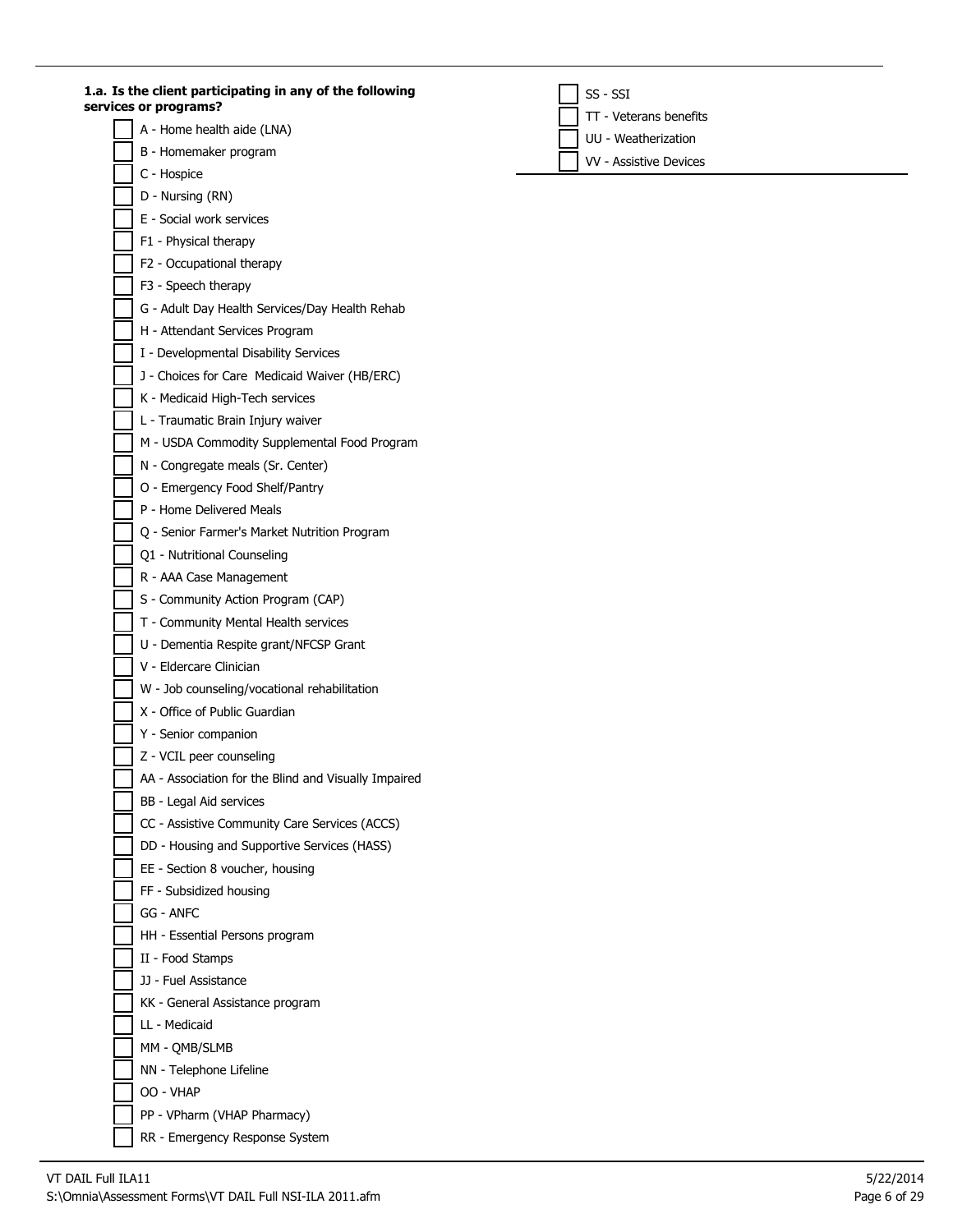**1.a. Is the client participating in any of the following services or programs?**

- [ ] A - Home health aide (LNA)
- [ ] B - Homemaker program
- [ ] C - Hospice
- [ ] D - Nursing (RN)
- [ ] E - Social work services
- [ ] F1 - Physical therapy
- [ ] F2 - Occupational therapy
- [ ] F3 - Speech therapy
- [ ] G - Adult Day Health Services/Day Health Rehab
- [ ] H - Attendant Services Program
- [ ] I - Developmental Disability Services
- [ ] J - Choices for Care Medicaid Waiver (HB/ERC)
- [ ] K - Medicaid High-Tech services
- [ ] L - Traumatic Brain Injury waiver
- [ ] M - USDA Commodity Supplemental Food Program
- [ ] N - Congregate meals (Sr. Center)
- [ ] O - Emergency Food Shelf/Pantry
- [ ] P - Home Delivered Meals
- [ ] Q - Senior Farmer's Market Nutrition Program
- [ ] Q1 - Nutritional Counseling
- [ ] R - AAA Case Management
- [ ] S - Community Action Program (CAP)
- [ ] T - Community Mental Health services
- [ ] U - Dementia Respite grant/NFCSP Grant
- [ ] V - Eldercare Clinician
- [ ] W - Job counseling/vocational rehabilitation
- [ ] X - Office of Public Guardian
- [ ] Y - Senior companion
- [ ] Z - VCIL peer counseling
- [ ] AA - Association for the Blind and Visually Impaired
- [ ] BB - Legal Aid services
- [ ] CC - Assistive Community Care Services (ACCS)
- [ ] DD - Housing and Supportive Services (HASS)
- [ ] EE - Section 8 voucher, housing
- [ ] FF - Subsidized housing
- [ ] GG - ANFC
- [ ] HH - Essential Persons program
- [ ] II - Food Stamps
- [ ] JJ - Fuel Assistance
- [ ] KK - General Assistance program
- [ ] LL - Medicaid
- [ ] MM - QMB/SLMB
- [ ] NN - Telephone Lifeline
- [ ] OO - VHAP
- [ ] PP - VPharm (VHAP Pharmacy)
- [ ] RR - Emergency Response System
- [ ] SS - SSI
- [ ] TT - Veterans benefits
- [ ] UU - Weatherization
- [ ] VV - Assistive Devices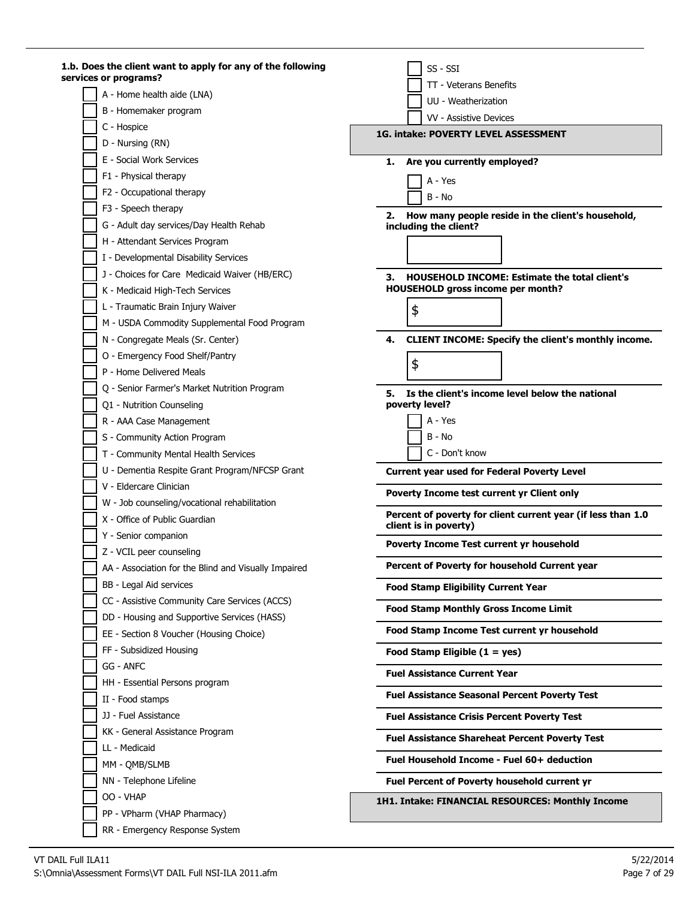**1.b. Does the client want to apply for any of the following services or programs?**

- [ ] A - Home health aide (LNA)
- [ ] B - Homemaker program
- [ ] C - Hospice
- [ ] D - Nursing (RN)
- [ ] E - Social Work Services
- [ ] F1 - Physical therapy
- [ ] F2 - Occupational therapy
- [ ] F3 - Speech therapy
- [ ] G - Adult day services/Day Health Rehab
- [ ] H - Attendant Services Program
- [ ] I - Developmental Disability Services
- [ ] J - Choices for Care Medicaid Waiver (HB/ERC)
- [ ] K - Medicaid High-Tech Services
- [ ] L - Traumatic Brain Injury Waiver
- [ ] M - USDA Commodity Supplemental Food Program
- [ ] N - Congregate Meals (Sr. Center)
- [ ] O - Emergency Food Shelf/Pantry
- [ ] P - Home Delivered Meals
- [ ] Q - Senior Farmer's Market Nutrition Program
- [ ] Q1 - Nutrition Counseling
- [ ] R - AAA Case Management
- [ ] S - Community Action Program
- [ ] T - Community Mental Health Services
- [ ] U - Dementia Respite Grant Program/NFCSP Grant
- [ ] V - Eldercare Clinician
- [ ] W - Job counseling/vocational rehabilitation
- [ ] X - Office of Public Guardian
- [ ] Y - Senior companion
- [ ] Z - VCIL peer counseling
- [ ] AA - Association for the Blind and Visually Impaired
- [ ] BB - Legal Aid services
- [ ] CC - Assistive Community Care Services (ACCS)
- [ ] DD - Housing and Supportive Services (HASS)
- [ ] EE - Section 8 Voucher (Housing Choice)
- [ ] FF - Subsidized Housing
- [ ] GG - ANFC
- [ ] HH - Essential Persons program
- [ ] II - Food stamps
- [ ] JJ - Fuel Assistance
- [ ] KK - General Assistance Program
- [ ] LL - Medicaid
- [ ] MM - QMB/SLMB
- [ ] NN - Telephone Lifeline
- [ ] OO - VHAP
- [ ] PP - VPharm (VHAP Pharmacy)
- [ ] RR - Emergency Response System
- [ ] SS - SSI
- [ ] TT - Veterans Benefits
- [ ] UU - Weatherization
- [ ] VV - Assistive Devices

## 1G. intake: POVERTY LEVEL ASSESSMENT

**1. Are you currently employed?**

- [ ] A - Yes
- [ ] B - No

**2. How many people reside in the client's household, including the client?**

[ ]

**3. HOUSEHOLD INCOME: Estimate the total client's HOUSEHOLD gross income per month?**

$

**4. CLIENT INCOME: Specify the client's monthly income.**

$

**5. Is the client's income level below the national poverty level?**

- [ ] A - Yes
- [ ] B - No
- [ ] C - Don't know

**Current year used for Federal Poverty Level**

**Poverty Income test current yr Client only**

**Percent of poverty for client current year (if less than 1.0 client is in poverty)**

**Poverty Income Test current yr household**

**Percent of Poverty for household Current year**

**Food Stamp Eligibility Current Year**

**Food Stamp Monthly Gross Income Limit**

**Food Stamp Income Test current yr household**

**Food Stamp Eligible (1 = yes)**

**Fuel Assistance Current Year**

**Fuel Assistance Seasonal Percent Poverty Test**

**Fuel Assistance Crisis Percent Poverty Test**

**Fuel Assistance Shareheat Percent Poverty Test**

**Fuel Household Income - Fuel 60+ deduction**

**Fuel Percent of Poverty household current yr**

## 1H1. Intake: FINANCIAL RESOURCES: Monthly Income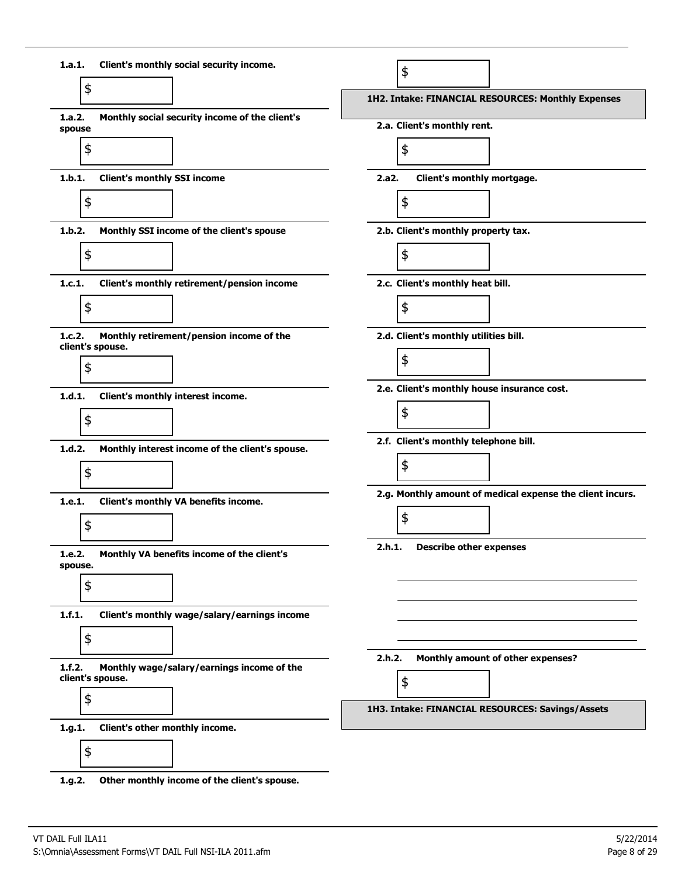**1.a.1. Client's monthly social security income.**

$

**1.a.2. Monthly social security income of the client's spouse**

$

**1.b.1. Client's monthly SSI income**

$

**1.b.2. Monthly SSI income of the client's spouse**

$

**1.c.1. Client's monthly retirement/pension income**

$

**1.c.2. Monthly retirement/pension income of the client's spouse.**

$

**1.d.1. Client's monthly interest income.**

$

**1.d.2. Monthly interest income of the client's spouse.**

$

**1.e.1. Client's monthly VA benefits income.**

$

**1.e.2. Monthly VA benefits income of the client's spouse.**

$

**1.f.1. Client's monthly wage/salary/earnings income**

$

**1.f.2. Monthly wage/salary/earnings income of the client's spouse.**

$

**1.g.1. Client's other monthly income.**

$

**1.g.2. Other monthly income of the client's spouse.**

$

## 1H2. Intake: FINANCIAL RESOURCES: Monthly Expenses

**2.a. Client's monthly rent.**

$

**2.a2. Client's monthly mortgage.**

$

**2.b. Client's monthly property tax.**

$

**2.c. Client's monthly heat bill.**

$

**2.d. Client's monthly utilities bill.**

$

**2.e. Client's monthly house insurance cost.**

$

**2.f. Client's monthly telephone bill.**

$

**2.g. Monthly amount of medical expense the client incurs.**

$

**2.h.1. Describe other expenses**

\_\_\_\_\_\_\_\_\_\_\_\_\_\_\_\_\_\_\_\_\_\_\_\_\_\_\_\_\_\_\_\_\_\_\_\_\_\_\_\_

\_\_\_\_\_\_\_\_\_\_\_\_\_\_\_\_\_\_\_\_\_\_\_\_\_\_\_\_\_\_\_\_\_\_\_\_\_\_\_\_

\_\_\_\_\_\_\_\_\_\_\_\_\_\_\_\_\_\_\_\_\_\_\_\_\_\_\_\_\_\_\_\_\_\_\_\_\_\_\_\_

\_\_\_\_\_\_\_\_\_\_\_\_\_\_\_\_\_\_\_\_\_\_\_\_\_\_\_\_\_\_\_\_\_\_\_\_\_\_\_\_

**2.h.2. Monthly amount of other expenses?**

$

## 1H3. Intake: FINANCIAL RESOURCES: Savings/Assets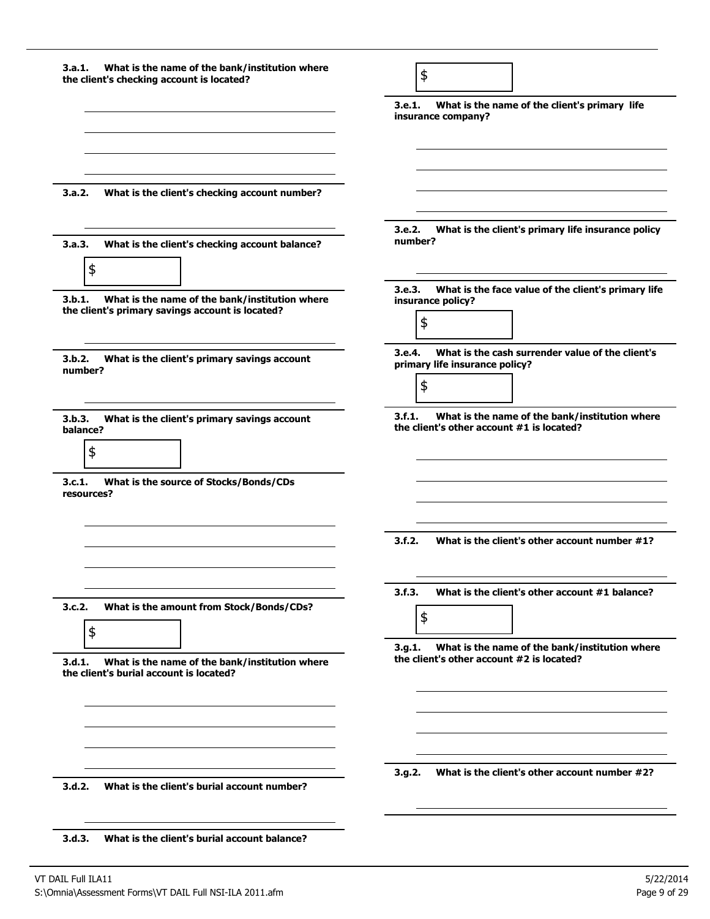**3.a.1. What is the name of the bank/institution where the client's checking account is located?**

\_\_\_\_\_\_\_\_\_\_\_\_\_\_\_\_\_\_\_\_\_\_\_\_\_\_\_\_\_\_\_\_\_\_\_\_\_\_\_\_

\_\_\_\_\_\_\_\_\_\_\_\_\_\_\_\_\_\_\_\_\_\_\_\_\_\_\_\_\_\_\_\_\_\_\_\_\_\_\_\_

\_\_\_\_\_\_\_\_\_\_\_\_\_\_\_\_\_\_\_\_\_\_\_\_\_\_\_\_\_\_\_\_\_\_\_\_\_\_\_\_

\_\_\_\_\_\_\_\_\_\_\_\_\_\_\_\_\_\_\_\_\_\_\_\_\_\_\_\_\_\_\_\_\_\_\_\_\_\_\_\_

**3.a.2. What is the client's checking account number?**

\_\_\_\_\_\_\_\_\_\_\_\_\_\_\_\_\_\_\_\_\_\_\_\_\_\_\_\_\_\_\_\_\_\_\_\_\_\_\_\_

**3.a.3. What is the client's checking account balance?**

$

**3.b.1. What is the name of the bank/institution where the client's primary savings account is located?**

\_\_\_\_\_\_\_\_\_\_\_\_\_\_\_\_\_\_\_\_\_\_\_\_\_\_\_\_\_\_\_\_\_\_\_\_\_\_\_\_

**3.b.2. What is the client's primary savings account number?**

\_\_\_\_\_\_\_\_\_\_\_\_\_\_\_\_\_\_\_\_\_\_\_\_\_\_\_\_\_\_\_\_\_\_\_\_\_\_\_\_

**3.b.3. What is the client's primary savings account balance?**

$

**3.c.1. What is the source of Stocks/Bonds/CDs resources?**

\_\_\_\_\_\_\_\_\_\_\_\_\_\_\_\_\_\_\_\_\_\_\_\_\_\_\_\_\_\_\_\_\_\_\_\_\_\_\_\_

\_\_\_\_\_\_\_\_\_\_\_\_\_\_\_\_\_\_\_\_\_\_\_\_\_\_\_\_\_\_\_\_\_\_\_\_\_\_\_\_

\_\_\_\_\_\_\_\_\_\_\_\_\_\_\_\_\_\_\_\_\_\_\_\_\_\_\_\_\_\_\_\_\_\_\_\_\_\_\_\_

\_\_\_\_\_\_\_\_\_\_\_\_\_\_\_\_\_\_\_\_\_\_\_\_\_\_\_\_\_\_\_\_\_\_\_\_\_\_\_\_

**3.c.2. What is the amount from Stock/Bonds/CDs?**

$

**3.d.1. What is the name of the bank/institution where the client's burial account is located?**

\_\_\_\_\_\_\_\_\_\_\_\_\_\_\_\_\_\_\_\_\_\_\_\_\_\_\_\_\_\_\_\_\_\_\_\_\_\_\_\_

\_\_\_\_\_\_\_\_\_\_\_\_\_\_\_\_\_\_\_\_\_\_\_\_\_\_\_\_\_\_\_\_\_\_\_\_\_\_\_\_

\_\_\_\_\_\_\_\_\_\_\_\_\_\_\_\_\_\_\_\_\_\_\_\_\_\_\_\_\_\_\_\_\_\_\_\_\_\_\_\_

\_\_\_\_\_\_\_\_\_\_\_\_\_\_\_\_\_\_\_\_\_\_\_\_\_\_\_\_\_\_\_\_\_\_\_\_\_\_\_\_

**3.d.2. What is the client's burial account number?**

\_\_\_\_\_\_\_\_\_\_\_\_\_\_\_\_\_\_\_\_\_\_\_\_\_\_\_\_\_\_\_\_\_\_\_\_\_\_\_\_

**3.d.3. What is the client's burial account balance?**

$

**3.e.1. What is the name of the client's primary life insurance company?**

\_\_\_\_\_\_\_\_\_\_\_\_\_\_\_\_\_\_\_\_\_\_\_\_\_\_\_\_\_\_\_\_\_\_\_\_\_\_\_\_

\_\_\_\_\_\_\_\_\_\_\_\_\_\_\_\_\_\_\_\_\_\_\_\_\_\_\_\_\_\_\_\_\_\_\_\_\_\_\_\_

\_\_\_\_\_\_\_\_\_\_\_\_\_\_\_\_\_\_\_\_\_\_\_\_\_\_\_\_\_\_\_\_\_\_\_\_\_\_\_\_

\_\_\_\_\_\_\_\_\_\_\_\_\_\_\_\_\_\_\_\_\_\_\_\_\_\_\_\_\_\_\_\_\_\_\_\_\_\_\_\_

**3.e.2. What is the client's primary life insurance policy number?**

\_\_\_\_\_\_\_\_\_\_\_\_\_\_\_\_\_\_\_\_\_\_\_\_\_\_\_\_\_\_\_\_\_\_\_\_\_\_\_\_

**3.e.3. What is the face value of the client's primary life insurance policy?**

$

**3.e.4. What is the cash surrender value of the client's primary life insurance policy?**

$

**3.f.1. What is the name of the bank/institution where the client's other account #1 is located?**

\_\_\_\_\_\_\_\_\_\_\_\_\_\_\_\_\_\_\_\_\_\_\_\_\_\_\_\_\_\_\_\_\_\_\_\_\_\_\_\_

\_\_\_\_\_\_\_\_\_\_\_\_\_\_\_\_\_\_\_\_\_\_\_\_\_\_\_\_\_\_\_\_\_\_\_\_\_\_\_\_

\_\_\_\_\_\_\_\_\_\_\_\_\_\_\_\_\_\_\_\_\_\_\_\_\_\_\_\_\_\_\_\_\_\_\_\_\_\_\_\_

\_\_\_\_\_\_\_\_\_\_\_\_\_\_\_\_\_\_\_\_\_\_\_\_\_\_\_\_\_\_\_\_\_\_\_\_\_\_\_\_

**3.f.2. What is the client's other account number #1?**

\_\_\_\_\_\_\_\_\_\_\_\_\_\_\_\_\_\_\_\_\_\_\_\_\_\_\_\_\_\_\_\_\_\_\_\_\_\_\_\_

**3.f.3. What is the client's other account #1 balance?**

$

**3.g.1. What is the name of the bank/institution where the client's other account #2 is located?**

\_\_\_\_\_\_\_\_\_\_\_\_\_\_\_\_\_\_\_\_\_\_\_\_\_\_\_\_\_\_\_\_\_\_\_\_\_\_\_\_

\_\_\_\_\_\_\_\_\_\_\_\_\_\_\_\_\_\_\_\_\_\_\_\_\_\_\_\_\_\_\_\_\_\_\_\_\_\_\_\_

\_\_\_\_\_\_\_\_\_\_\_\_\_\_\_\_\_\_\_\_\_\_\_\_\_\_\_\_\_\_\_\_\_\_\_\_\_\_\_\_

\_\_\_\_\_\_\_\_\_\_\_\_\_\_\_\_\_\_\_\_\_\_\_\_\_\_\_\_\_\_\_\_\_\_\_\_\_\_\_\_

**3.g.2. What is the client's other account number #2?**

\_\_\_\_\_\_\_\_\_\_\_\_\_\_\_\_\_\_\_\_\_\_\_\_\_\_\_\_\_\_\_\_\_\_\_\_\_\_\_\_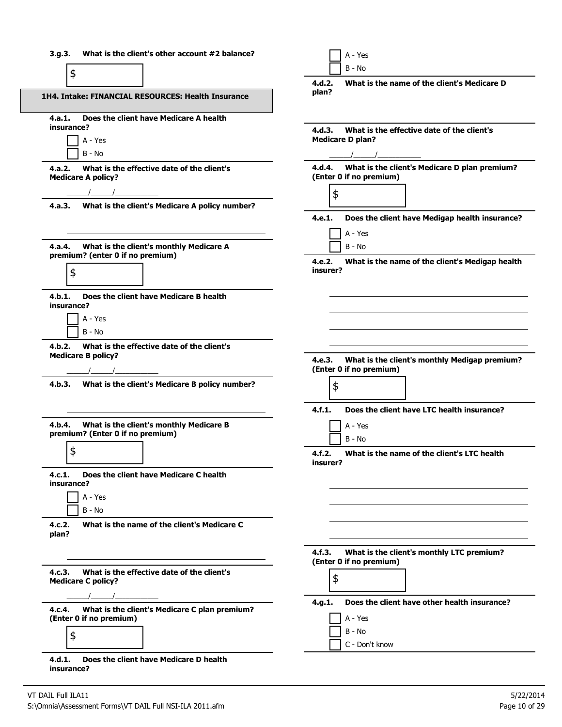**3.g.3. What is the client's other account #2 balance?**

$ ______

## 1H4. Intake: FINANCIAL RESOURCES: Health Insurance

**4.a.1. Does the client have Medicare A health insurance?**

- [ ] A - Yes
- [ ] B - No

**4.a.2. What is the effective date of the client's Medicare A policy?**

\_\_\_\_\_/\_\_\_\_\_/\_\_\_\_\_\_\_\_\_\_

**4.a.3. What is the client's Medicare A policy number?**

______________________________

**4.a.4. What is the client's monthly Medicare A premium? (enter 0 if no premium)**

$ ______

**4.b.1. Does the client have Medicare B health insurance?**

- [ ] A - Yes
- [ ] B - No

**4.b.2. What is the effective date of the client's Medicare B policy?**

\_\_\_\_\_/\_\_\_\_\_/\_\_\_\_\_\_\_\_\_\_

**4.b.3. What is the client's Medicare B policy number?**

______________________________

**4.b.4. What is the client's monthly Medicare B premium? (Enter 0 if no premium)**

$ ______

**4.c.1. Does the client have Medicare C health insurance?**

- [ ] A - Yes
- [ ] B - No

**4.c.2. What is the name of the client's Medicare C plan?**

______________________________

**4.c.3. What is the effective date of the client's Medicare C policy?**

\_\_\_\_\_/\_\_\_\_\_/\_\_\_\_\_\_\_\_\_\_

**4.c.4. What is the client's Medicare C plan premium? (Enter 0 if no premium)**

$ ______

**4.d.1. Does the client have Medicare D health insurance?**

- [ ] A - Yes
- [ ] B - No

**4.d.2. What is the name of the client's Medicare D plan?**

______________________________

**4.d.3. What is the effective date of the client's Medicare D plan?**

\_\_\_\_\_/\_\_\_\_\_/\_\_\_\_\_\_\_\_\_\_

**4.d.4. What is the client's Medicare D plan premium? (Enter 0 if no premium)**

$ ______

**4.e.1. Does the client have Medigap health insurance?**

- [ ] A - Yes
- [ ] B - No

**4.e.2. What is the name of the client's Medigap health insurer?**

______________________________

______________________________

______________________________

______________________________

**4.e.3. What is the client's monthly Medigap premium? (Enter 0 if no premium)**

$ ______

**4.f.1. Does the client have LTC health insurance?**

- [ ] A - Yes
- [ ] B - No

**4.f.2. What is the name of the client's LTC health insurer?**

______________________________

______________________________

______________________________

______________________________

**4.f.3. What is the client's monthly LTC premium? (Enter 0 if no premium)**

$ ______

**4.g.1. Does the client have other health insurance?**

- [ ] A - Yes
- [ ] B - No
- [ ] C - Don't know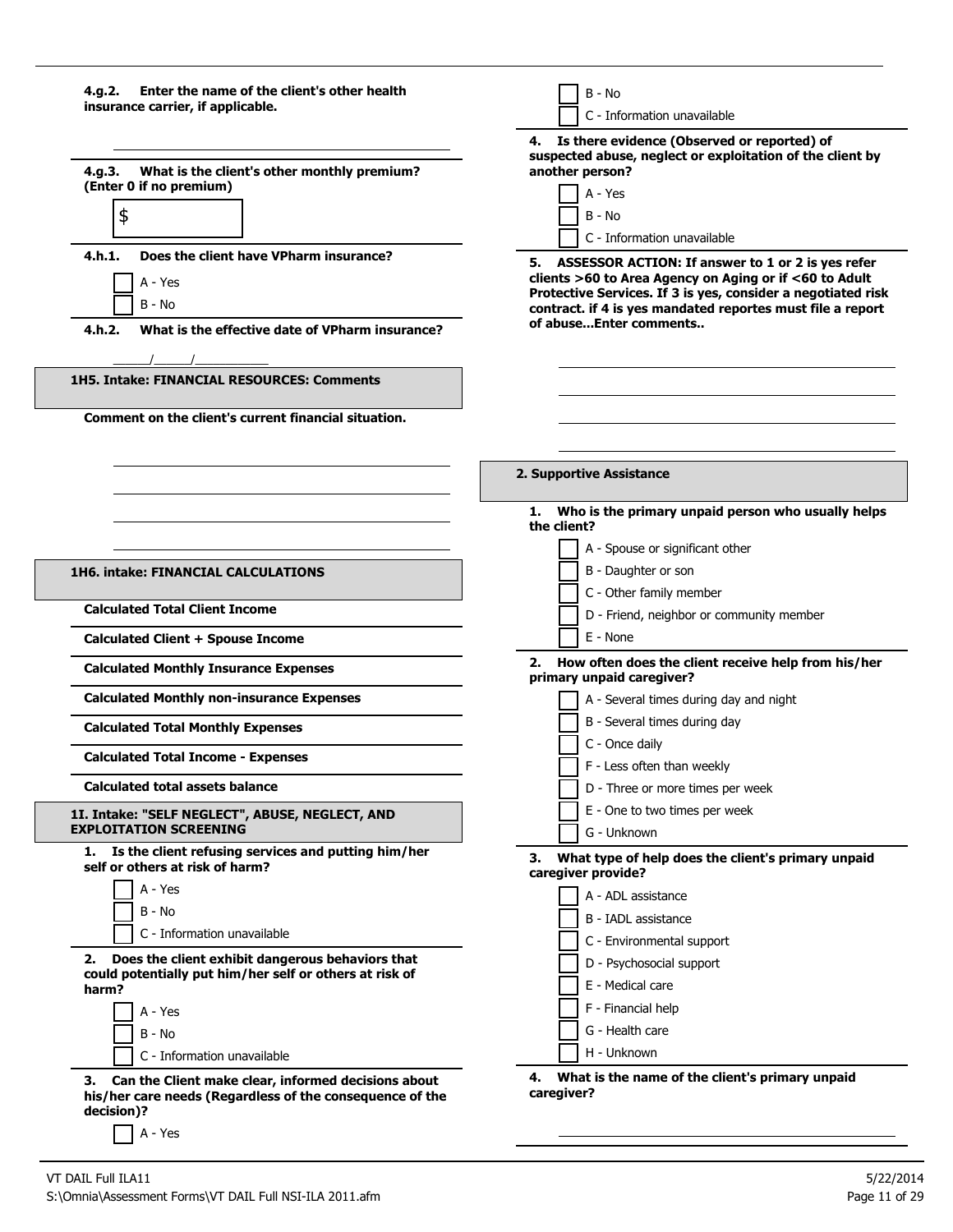**4.g.2. Enter the name of the client's other health insurance carrier, if applicable.**

______________________________

**4.g.3. What is the client's other monthly premium? (Enter 0 if no premium)**

$ ________

**4.h.1. Does the client have VPharm insurance?**

- [ ] A - Yes
- [ ] B - No

**4.h.2. What is the effective date of VPharm insurance?**

_____/_____/__________

## 1H5. Intake: FINANCIAL RESOURCES: Comments

**Comment on the client's current financial situation.**

______________________________

______________________________

______________________________

______________________________

## 1H6. intake: FINANCIAL CALCULATIONS

**Calculated Total Client Income**

**Calculated Client + Spouse Income**

**Calculated Monthly Insurance Expenses**

**Calculated Monthly non-insurance Expenses**

**Calculated Total Monthly Expenses**

**Calculated Total Income - Expenses**

**Calculated total assets balance**

## 1I. Intake: "SELF NEGLECT", ABUSE, NEGLECT, AND EXPLOITATION SCREENING

**1. Is the client refusing services and putting him/her self or others at risk of harm?**

- [ ] A - Yes
- [ ] B - No
- [ ] C - Information unavailable

**2. Does the client exhibit dangerous behaviors that could potentially put him/her self or others at risk of harm?**

- [ ] A - Yes
- [ ] B - No
- [ ] C - Information unavailable

**3. Can the Client make clear, informed decisions about his/her care needs (Regardless of the consequence of the decision)?**

- [ ] A - Yes
- [ ] B - No
- [ ] C - Information unavailable

**4. Is there evidence (Observed or reported) of suspected abuse, neglect or exploitation of the client by another person?**

- [ ] A - Yes
- [ ] B - No
- [ ] C - Information unavailable

**5. ASSESSOR ACTION: If answer to 1 or 2 is yes refer clients >60 to Area Agency on Aging or if <60 to Adult Protective Services. If 3 is yes, consider a negotiated risk contract. if 4 is yes mandated reportes must file a report of abuse...Enter comments..**

______________________________

______________________________

______________________________

______________________________

## 2. Supportive Assistance

**1. Who is the primary unpaid person who usually helps the client?**

- [ ] A - Spouse or significant other
- [ ] B - Daughter or son
- [ ] C - Other family member
- [ ] D - Friend, neighbor or community member
- [ ] E - None

**2. How often does the client receive help from his/her primary unpaid caregiver?**

- [ ] A - Several times during day and night
- [ ] B - Several times during day
- [ ] C - Once daily
- [ ] F - Less often than weekly
- [ ] D - Three or more times per week
- [ ] E - One to two times per week
- [ ] G - Unknown

**3. What type of help does the client's primary unpaid caregiver provide?**

- [ ] A - ADL assistance
- [ ] B - IADL assistance
- [ ] C - Environmental support
- [ ] D - Psychosocial support
- [ ] E - Medical care
- [ ] F - Financial help
- [ ] G - Health care
- [ ] H - Unknown

**4. What is the name of the client's primary unpaid caregiver?**

______________________________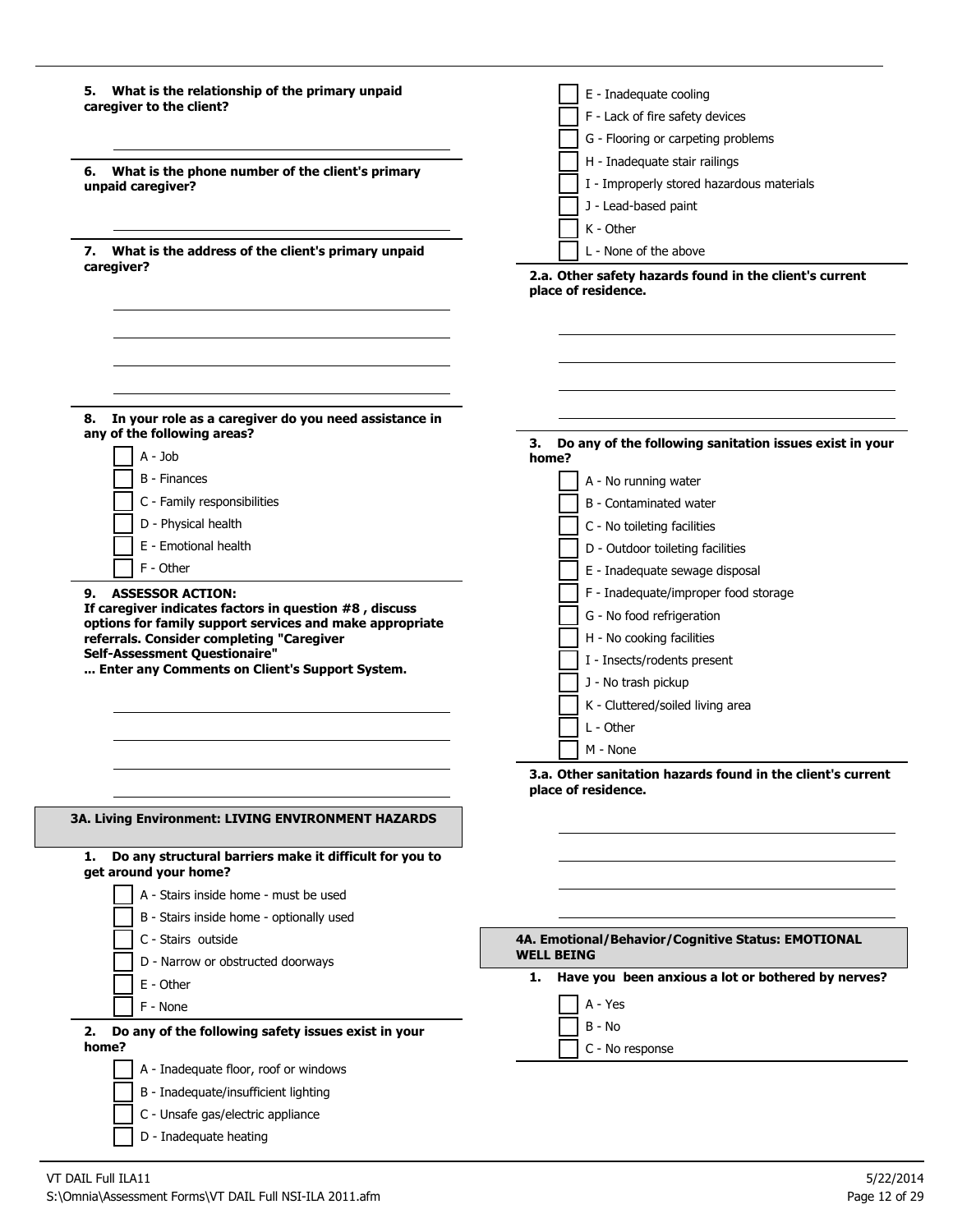**5. What is the relationship of the primary unpaid caregiver to the client?**

______________________________

**6. What is the phone number of the client's primary unpaid caregiver?**

______________________________

**7. What is the address of the client's primary unpaid caregiver?**

______________________________

______________________________

______________________________

______________________________

**8. In your role as a caregiver do you need assistance in any of the following areas?**

- [ ] A - Job
- [ ] B - Finances
- [ ] C - Family responsibilities
- [ ] D - Physical health
- [ ] E - Emotional health
- [ ] F - Other

**9. ASSESSOR ACTION:**
**If caregiver indicates factors in question #8 , discuss options for family support services and make appropriate referrals. Consider completing "Caregiver Self-Assessment Questionaire"**
**... Enter any Comments on Client's Support System.**

______________________________

______________________________

______________________________

______________________________

## 3A. Living Environment: LIVING ENVIRONMENT HAZARDS

**1. Do any structural barriers make it difficult for you to get around your home?**

- [ ] A - Stairs inside home - must be used
- [ ] B - Stairs inside home - optionally used
- [ ] C - Stairs outside
- [ ] D - Narrow or obstructed doorways
- [ ] E - Other
- [ ] F - None

**2. Do any of the following safety issues exist in your home?**

- [ ] A - Inadequate floor, roof or windows
- [ ] B - Inadequate/insufficient lighting
- [ ] C - Unsafe gas/electric appliance
- [ ] D - Inadequate heating
- [ ] E - Inadequate cooling
- [ ] F - Lack of fire safety devices
- [ ] G - Flooring or carpeting problems
- [ ] H - Inadequate stair railings
- [ ] I - Improperly stored hazardous materials
- [ ] J - Lead-based paint
- [ ] K - Other
- [ ] L - None of the above

**2.a. Other safety hazards found in the client's current place of residence.**

______________________________

______________________________

______________________________

______________________________

**3. Do any of the following sanitation issues exist in your home?**

- [ ] A - No running water
- [ ] B - Contaminated water
- [ ] C - No toileting facilities
- [ ] D - Outdoor toileting facilities
- [ ] E - Inadequate sewage disposal
- [ ] F - Inadequate/improper food storage
- [ ] G - No food refrigeration
- [ ] H - No cooking facilities
- [ ] I - Insects/rodents present
- [ ] J - No trash pickup
- [ ] K - Cluttered/soiled living area
- [ ] L - Other
- [ ] M - None

**3.a. Other sanitation hazards found in the client's current place of residence.**

______________________________

______________________________

______________________________

______________________________

## 4A. Emotional/Behavior/Cognitive Status: EMOTIONAL WELL BEING

**1. Have you been anxious a lot or bothered by nerves?**

- [ ] A - Yes
- [ ] B - No
- [ ] C - No response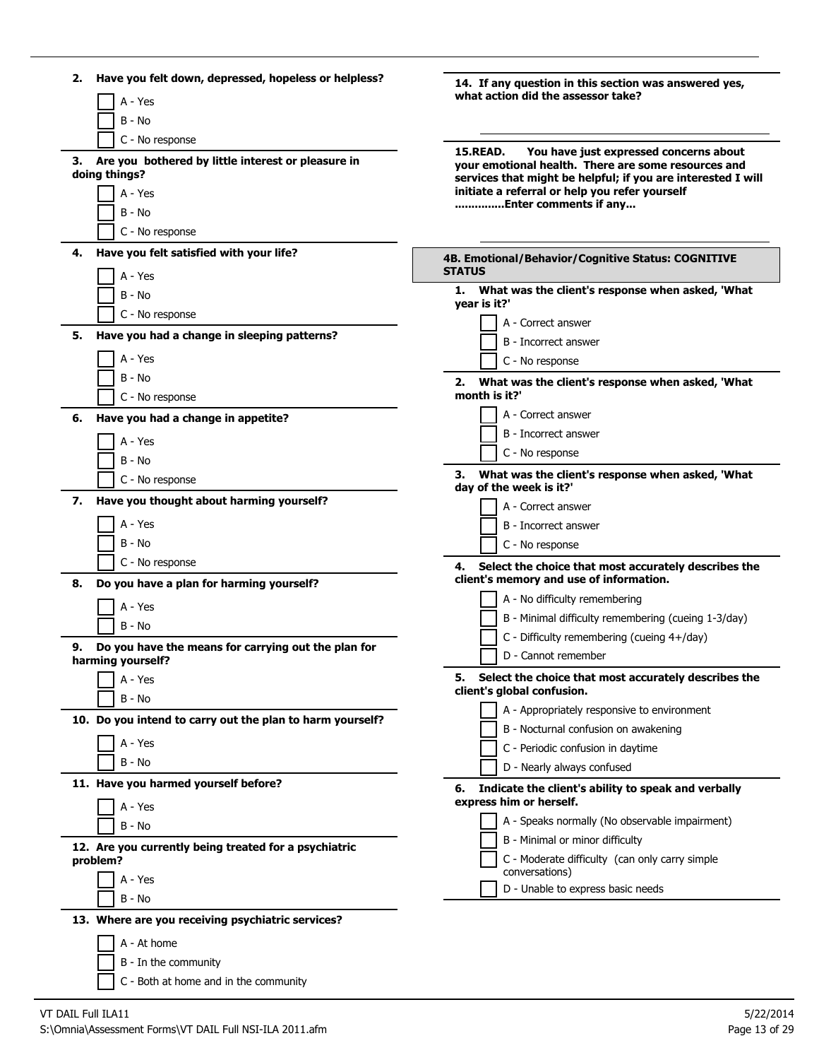**2. Have you felt down, depressed, hopeless or helpless?**

- [ ] A - Yes
- [ ] B - No
- [ ] C - No response

**3. Are you bothered by little interest or pleasure in doing things?**

- [ ] A - Yes
- [ ] B - No
- [ ] C - No response

**4. Have you felt satisfied with your life?**

- [ ] A - Yes
- [ ] B - No
- [ ] C - No response

**5. Have you had a change in sleeping patterns?**

- [ ] A - Yes
- [ ] B - No
- [ ] C - No response

**6. Have you had a change in appetite?**

- [ ] A - Yes
- [ ] B - No
- [ ] C - No response

**7. Have you thought about harming yourself?**

- [ ] A - Yes
- [ ] B - No
- [ ] C - No response

**8. Do you have a plan for harming yourself?**

- [ ] A - Yes
- [ ] B - No

**9. Do you have the means for carrying out the plan for harming yourself?**

- [ ] A - Yes
- [ ] B - No

**10. Do you intend to carry out the plan to harm yourself?**

- [ ] A - Yes
- [ ] B - No

**11. Have you harmed yourself before?**

- [ ] A - Yes
- [ ] B - No

**12. Are you currently being treated for a psychiatric problem?**

- [ ] A - Yes
- [ ] B - No

**13. Where are you receiving psychiatric services?**

- [ ] A - At home
- [ ] B - In the community
- [ ] C - Both at home and in the community

**14. If any question in this section was answered yes, what action did the assessor take?**

\_\_\_\_\_\_\_\_\_\_\_\_\_\_\_\_\_\_\_\_\_\_\_\_\_\_\_\_\_\_\_\_\_\_\_\_\_\_\_\_

**15.READ. You have just expressed concerns about your emotional health. There are some resources and services that might be helpful; if you are interested I will initiate a referral or help you refer yourself ..............Enter comments if any...**

\_\_\_\_\_\_\_\_\_\_\_\_\_\_\_\_\_\_\_\_\_\_\_\_\_\_\_\_\_\_\_\_\_\_\_\_\_\_\_\_

## 4B. Emotional/Behavior/Cognitive Status: COGNITIVE STATUS

**1. What was the client's response when asked, 'What year is it?'**

- [ ] A - Correct answer
- [ ] B - Incorrect answer
- [ ] C - No response

**2. What was the client's response when asked, 'What month is it?'**

- [ ] A - Correct answer
- [ ] B - Incorrect answer
- [ ] C - No response

**3. What was the client's response when asked, 'What day of the week is it?'**

- [ ] A - Correct answer
- [ ] B - Incorrect answer
- [ ] C - No response

**4. Select the choice that most accurately describes the client's memory and use of information.**

- [ ] A - No difficulty remembering
- [ ] B - Minimal difficulty remembering (cueing 1-3/day)
- [ ] C - Difficulty remembering (cueing 4+/day)
- [ ] D - Cannot remember

**5. Select the choice that most accurately describes the client's global confusion.**

- [ ] A - Appropriately responsive to environment
- [ ] B - Nocturnal confusion on awakening
- [ ] C - Periodic confusion in daytime
- [ ] D - Nearly always confused

**6. Indicate the client's ability to speak and verbally express him or herself.**

- [ ] A - Speaks normally (No observable impairment)
- [ ] B - Minimal or minor difficulty
- [ ] C - Moderate difficulty (can only carry simple conversations)
- [ ] D - Unable to express basic needs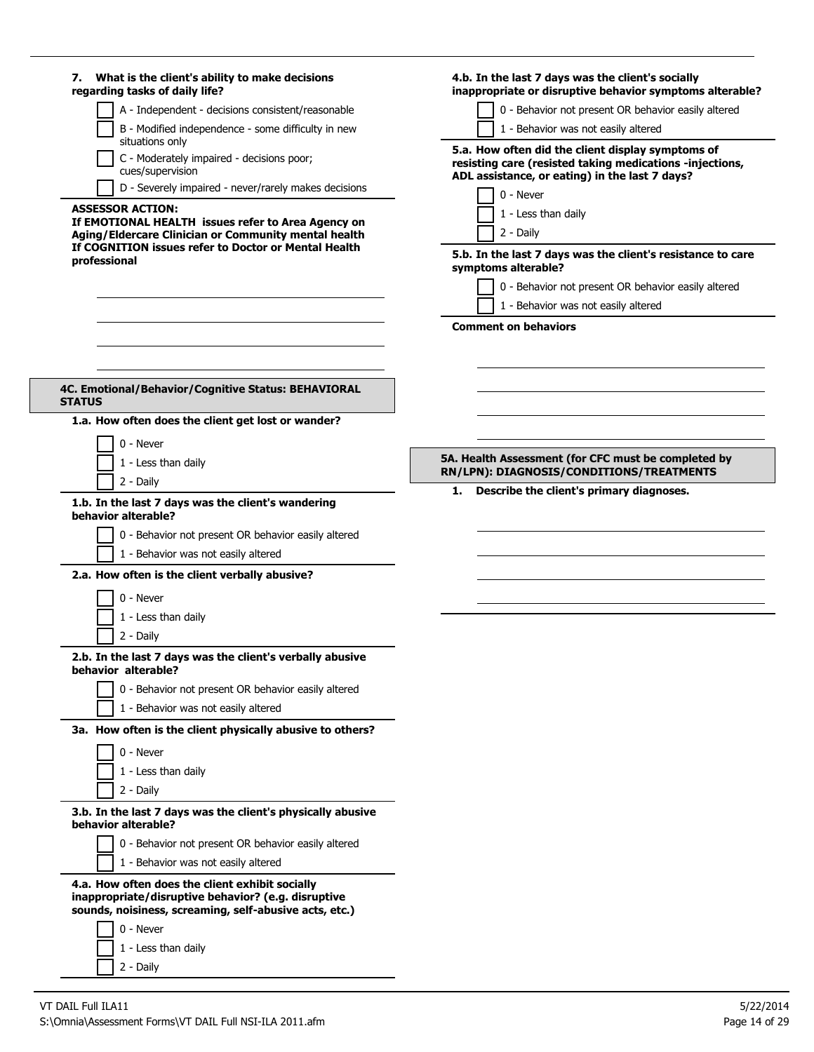**7. What is the client's ability to make decisions regarding tasks of daily life?**

- [ ] A - Independent - decisions consistent/reasonable
- [ ] B - Modified independence - some difficulty in new situations only
- [ ] C - Moderately impaired - decisions poor; cues/supervision
- [ ] D - Severely impaired - never/rarely makes decisions

**ASSESSOR ACTION:**
**If EMOTIONAL HEALTH issues refer to Area Agency on Aging/Eldercare Clinician or Community mental health**
**If COGNITION issues refer to Doctor or Mental Health professional**

\_\_\_\_\_\_\_\_\_\_\_\_\_\_\_\_\_\_\_\_\_\_\_\_\_\_\_\_\_\_\_\_\_\_\_\_\_\_\_\_

\_\_\_\_\_\_\_\_\_\_\_\_\_\_\_\_\_\_\_\_\_\_\_\_\_\_\_\_\_\_\_\_\_\_\_\_\_\_\_\_

\_\_\_\_\_\_\_\_\_\_\_\_\_\_\_\_\_\_\_\_\_\_\_\_\_\_\_\_\_\_\_\_\_\_\_\_\_\_\_\_

\_\_\_\_\_\_\_\_\_\_\_\_\_\_\_\_\_\_\_\_\_\_\_\_\_\_\_\_\_\_\_\_\_\_\_\_\_\_\_\_

## 4C. Emotional/Behavior/Cognitive Status: BEHAVIORAL STATUS

**1.a. How often does the client get lost or wander?**

- [ ] 0 - Never
- [ ] 1 - Less than daily
- [ ] 2 - Daily

**1.b. In the last 7 days was the client's wandering behavior alterable?**

- [ ] 0 - Behavior not present OR behavior easily altered
- [ ] 1 - Behavior was not easily altered

**2.a. How often is the client verbally abusive?**

- [ ] 0 - Never
- [ ] 1 - Less than daily
- [ ] 2 - Daily

**2.b. In the last 7 days was the client's verbally abusive behavior alterable?**

- [ ] 0 - Behavior not present OR behavior easily altered
- [ ] 1 - Behavior was not easily altered

**3a. How often is the client physically abusive to others?**

- [ ] 0 - Never
- [ ] 1 - Less than daily
- [ ] 2 - Daily

**3.b. In the last 7 days was the client's physically abusive behavior alterable?**

- [ ] 0 - Behavior not present OR behavior easily altered
- [ ] 1 - Behavior was not easily altered

**4.a. How often does the client exhibit socially inappropriate/disruptive behavior? (e.g. disruptive sounds, noisiness, screaming, self-abusive acts, etc.)**

- [ ] 0 - Never
- [ ] 1 - Less than daily
- [ ] 2 - Daily

**4.b. In the last 7 days was the client's socially inappropriate or disruptive behavior symptoms alterable?**

- [ ] 0 - Behavior not present OR behavior easily altered
- [ ] 1 - Behavior was not easily altered

**5.a. How often did the client display symptoms of resisting care (resisted taking medications -injections, ADL assistance, or eating) in the last 7 days?**

- [ ] 0 - Never
- [ ] 1 - Less than daily
- [ ] 2 - Daily

**5.b. In the last 7 days was the client's resistance to care symptoms alterable?**

- [ ] 0 - Behavior not present OR behavior easily altered
- [ ] 1 - Behavior was not easily altered

**Comment on behaviors**

\_\_\_\_\_\_\_\_\_\_\_\_\_\_\_\_\_\_\_\_\_\_\_\_\_\_\_\_\_\_\_\_\_\_\_\_\_\_\_\_

\_\_\_\_\_\_\_\_\_\_\_\_\_\_\_\_\_\_\_\_\_\_\_\_\_\_\_\_\_\_\_\_\_\_\_\_\_\_\_\_

\_\_\_\_\_\_\_\_\_\_\_\_\_\_\_\_\_\_\_\_\_\_\_\_\_\_\_\_\_\_\_\_\_\_\_\_\_\_\_\_

\_\_\_\_\_\_\_\_\_\_\_\_\_\_\_\_\_\_\_\_\_\_\_\_\_\_\_\_\_\_\_\_\_\_\_\_\_\_\_\_

## 5A. Health Assessment (for CFC must be completed by RN/LPN): DIAGNOSIS/CONDITIONS/TREATMENTS

**1. Describe the client's primary diagnoses.**

\_\_\_\_\_\_\_\_\_\_\_\_\_\_\_\_\_\_\_\_\_\_\_\_\_\_\_\_\_\_\_\_\_\_\_\_\_\_\_\_

\_\_\_\_\_\_\_\_\_\_\_\_\_\_\_\_\_\_\_\_\_\_\_\_\_\_\_\_\_\_\_\_\_\_\_\_\_\_\_\_

\_\_\_\_\_\_\_\_\_\_\_\_\_\_\_\_\_\_\_\_\_\_\_\_\_\_\_\_\_\_\_\_\_\_\_\_\_\_\_\_

\_\_\_\_\_\_\_\_\_\_\_\_\_\_\_\_\_\_\_\_\_\_\_\_\_\_\_\_\_\_\_\_\_\_\_\_\_\_\_\_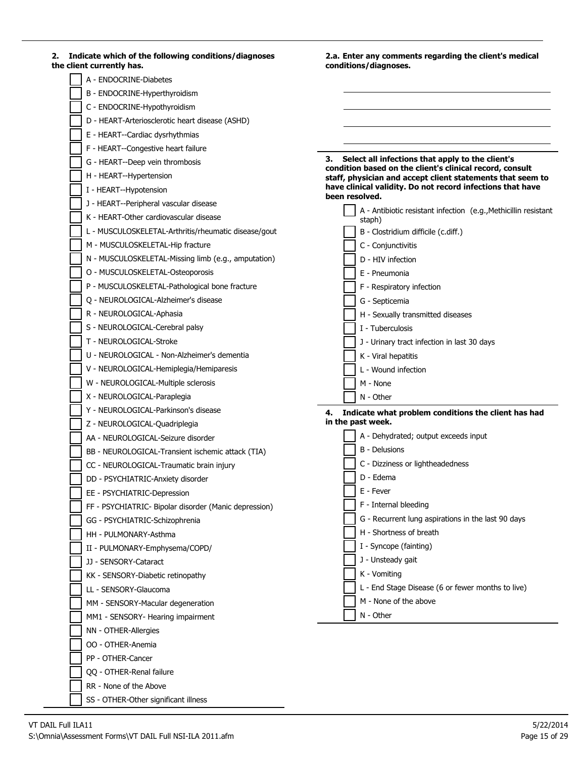**2. Indicate which of the following conditions/diagnoses the client currently has.**

- [ ] A - ENDOCRINE-Diabetes
- [ ] B - ENDOCRINE-Hyperthyroidism
- [ ] C - ENDOCRINE-Hypothyroidism
- [ ] D - HEART-Arteriosclerotic heart disease (ASHD)
- [ ] E - HEART--Cardiac dysrhythmias
- [ ] F - HEART--Congestive heart failure
- [ ] G - HEART--Deep vein thrombosis
- [ ] H - HEART--Hypertension
- [ ] I - HEART--Hypotension
- [ ] J - HEART--Peripheral vascular disease
- [ ] K - HEART-Other cardiovascular disease
- [ ] L - MUSCULOSKELETAL-Arthritis/rheumatic disease/gout
- [ ] M - MUSCULOSKELETAL-Hip fracture
- [ ] N - MUSCULOSKELETAL-Missing limb (e.g., amputation)
- [ ] O - MUSCULOSKELETAL-Osteoporosis
- [ ] P - MUSCULOSKELETAL-Pathological bone fracture
- [ ] Q - NEUROLOGICAL-Alzheimer's disease
- [ ] R - NEUROLOGICAL-Aphasia
- [ ] S - NEUROLOGICAL-Cerebral palsy
- [ ] T - NEUROLOGICAL-Stroke
- [ ] U - NEUROLOGICAL - Non-Alzheimer's dementia
- [ ] V - NEUROLOGICAL-Hemiplegia/Hemiparesis
- [ ] W - NEUROLOGICAL-Multiple sclerosis
- [ ] X - NEUROLOGICAL-Paraplegia
- [ ] Y - NEUROLOGICAL-Parkinson's disease
- [ ] Z - NEUROLOGICAL-Quadriplegia
- [ ] AA - NEUROLOGICAL-Seizure disorder
- [ ] BB - NEUROLOGICAL-Transient ischemic attack (TIA)
- [ ] CC - NEUROLOGICAL-Traumatic brain injury
- [ ] DD - PSYCHIATRIC-Anxiety disorder
- [ ] EE - PSYCHIATRIC-Depression
- [ ] FF - PSYCHIATRIC- Bipolar disorder (Manic depression)
- [ ] GG - PSYCHIATRIC-Schizophrenia
- [ ] HH - PULMONARY-Asthma
- [ ] II - PULMONARY-Emphysema/COPD/
- [ ] JJ - SENSORY-Cataract
- [ ] KK - SENSORY-Diabetic retinopathy
- [ ] LL - SENSORY-Glaucoma
- [ ] MM - SENSORY-Macular degeneration
- [ ] MM1 - SENSORY- Hearing impairment
- [ ] NN - OTHER-Allergies
- [ ] OO - OTHER-Anemia
- [ ] PP - OTHER-Cancer
- [ ] QQ - OTHER-Renal failure
- [ ] RR - None of the Above
- [ ] SS - OTHER-Other significant illness

**2.a. Enter any comments regarding the client's medical conditions/diagnoses.**

\_\_\_\_\_\_\_\_\_\_\_\_\_\_\_\_\_\_\_\_\_\_\_\_\_\_\_\_\_\_\_\_\_\_\_\_\_\_\_\_

\_\_\_\_\_\_\_\_\_\_\_\_\_\_\_\_\_\_\_\_\_\_\_\_\_\_\_\_\_\_\_\_\_\_\_\_\_\_\_\_

\_\_\_\_\_\_\_\_\_\_\_\_\_\_\_\_\_\_\_\_\_\_\_\_\_\_\_\_\_\_\_\_\_\_\_\_\_\_\_\_

\_\_\_\_\_\_\_\_\_\_\_\_\_\_\_\_\_\_\_\_\_\_\_\_\_\_\_\_\_\_\_\_\_\_\_\_\_\_\_\_

**3. Select all infections that apply to the client's condition based on the client's clinical record, consult staff, physician and accept client statements that seem to have clinical validity. Do not record infections that have been resolved.**

- [ ] A - Antibiotic resistant infection (e.g.,Methicillin resistant staph)
- [ ] B - Clostridium difficile (c.diff.)
- [ ] C - Conjunctivitis
- [ ] D - HIV infection
- [ ] E - Pneumonia
- [ ] F - Respiratory infection
- [ ] G - Septicemia
- [ ] H - Sexually transmitted diseases
- [ ] I - Tuberculosis
- [ ] J - Urinary tract infection in last 30 days
- [ ] K - Viral hepatitis
- [ ] L - Wound infection
- [ ] M - None
- [ ] N - Other

**4. Indicate what problem conditions the client has had in the past week.**

- [ ] A - Dehydrated; output exceeds input
- [ ] B - Delusions
- [ ] C - Dizziness or lightheadedness
- [ ] D - Edema
- [ ] E - Fever
- [ ] F - Internal bleeding
- [ ] G - Recurrent lung aspirations in the last 90 days
- [ ] H - Shortness of breath
- [ ] I - Syncope (fainting)
- [ ] J - Unsteady gait
- [ ] K - Vomiting
- [ ] L - End Stage Disease (6 or fewer months to live)
- [ ] M - None of the above
- [ ] N - Other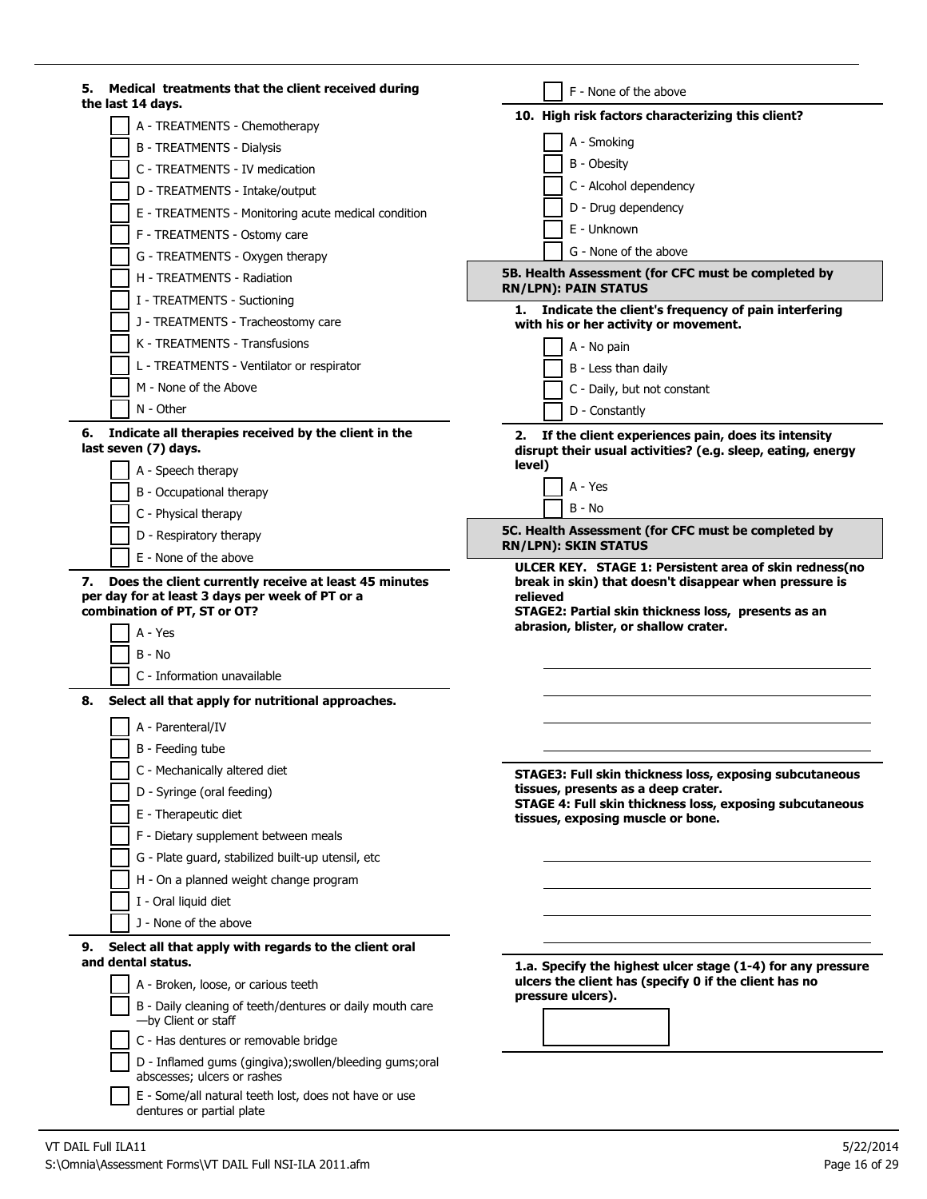**5. Medical treatments that the client received during the last 14 days.**

- [ ] A - TREATMENTS - Chemotherapy
- [ ] B - TREATMENTS - Dialysis
- [ ] C - TREATMENTS - IV medication
- [ ] D - TREATMENTS - Intake/output
- [ ] E - TREATMENTS - Monitoring acute medical condition
- [ ] F - TREATMENTS - Ostomy care
- [ ] G - TREATMENTS - Oxygen therapy
- [ ] H - TREATMENTS - Radiation
- [ ] I - TREATMENTS - Suctioning
- [ ] J - TREATMENTS - Tracheostomy care
- [ ] K - TREATMENTS - Transfusions
- [ ] L - TREATMENTS - Ventilator or respirator
- [ ] M - None of the Above
- [ ] N - Other

**6. Indicate all therapies received by the client in the last seven (7) days.**

- [ ] A - Speech therapy
- [ ] B - Occupational therapy
- [ ] C - Physical therapy
- [ ] D - Respiratory therapy
- [ ] E - None of the above

**7. Does the client currently receive at least 45 minutes per day for at least 3 days per week of PT or a combination of PT, ST or OT?**

- [ ] A - Yes
- [ ] B - No
- [ ] C - Information unavailable

**8. Select all that apply for nutritional approaches.**

- [ ] A - Parenteral/IV
- [ ] B - Feeding tube
- [ ] C - Mechanically altered diet
- [ ] D - Syringe (oral feeding)
- [ ] E - Therapeutic diet
- [ ] F - Dietary supplement between meals
- [ ] G - Plate guard, stabilized built-up utensil, etc
- [ ] H - On a planned weight change program
- [ ] I - Oral liquid diet
- [ ] J - None of the above

**9. Select all that apply with regards to the client oral and dental status.**

- [ ] A - Broken, loose, or carious teeth
- [ ] B - Daily cleaning of teeth/dentures or daily mouth care —by Client or staff
- [ ] C - Has dentures or removable bridge
- [ ] D - Inflamed gums (gingiva);swollen/bleeding gums;oral abscesses; ulcers or rashes
- [ ] E - Some/all natural teeth lost, does not have or use dentures or partial plate
- [ ] F - None of the above

**10. High risk factors characterizing this client?**

- [ ] A - Smoking
- [ ] B - Obesity
- [ ] C - Alcohol dependency
- [ ] D - Drug dependency
- [ ] E - Unknown
- [ ] G - None of the above

## 5B. Health Assessment (for CFC must be completed by RN/LPN): PAIN STATUS

**1. Indicate the client's frequency of pain interfering with his or her activity or movement.**

- [ ] A - No pain
- [ ] B - Less than daily
- [ ] C - Daily, but not constant
- [ ] D - Constantly

**2. If the client experiences pain, does its intensity disrupt their usual activities? (e.g. sleep, eating, energy level)**

- [ ] A - Yes
- [ ] B - No

## 5C. Health Assessment (for CFC must be completed by RN/LPN): SKIN STATUS

**ULCER KEY. STAGE 1: Persistent area of skin redness(no break in skin) that doesn't disappear when pressure is relieved**
**STAGE2: Partial skin thickness loss, presents as an abrasion, blister, or shallow crater.**

______________________________
______________________________
______________________________
______________________________

**STAGE3: Full skin thickness loss, exposing subcutaneous tissues, presents as a deep crater.**
**STAGE 4: Full skin thickness loss, exposing subcutaneous tissues, exposing muscle or bone.**

______________________________
______________________________
______________________________
______________________________

**1.a. Specify the highest ulcer stage (1-4) for any pressure ulcers the client has (specify 0 if the client has no pressure ulcers).**

[ &nbsp;&nbsp;&nbsp;&nbsp;&nbsp;&nbsp;&nbsp;&nbsp; ]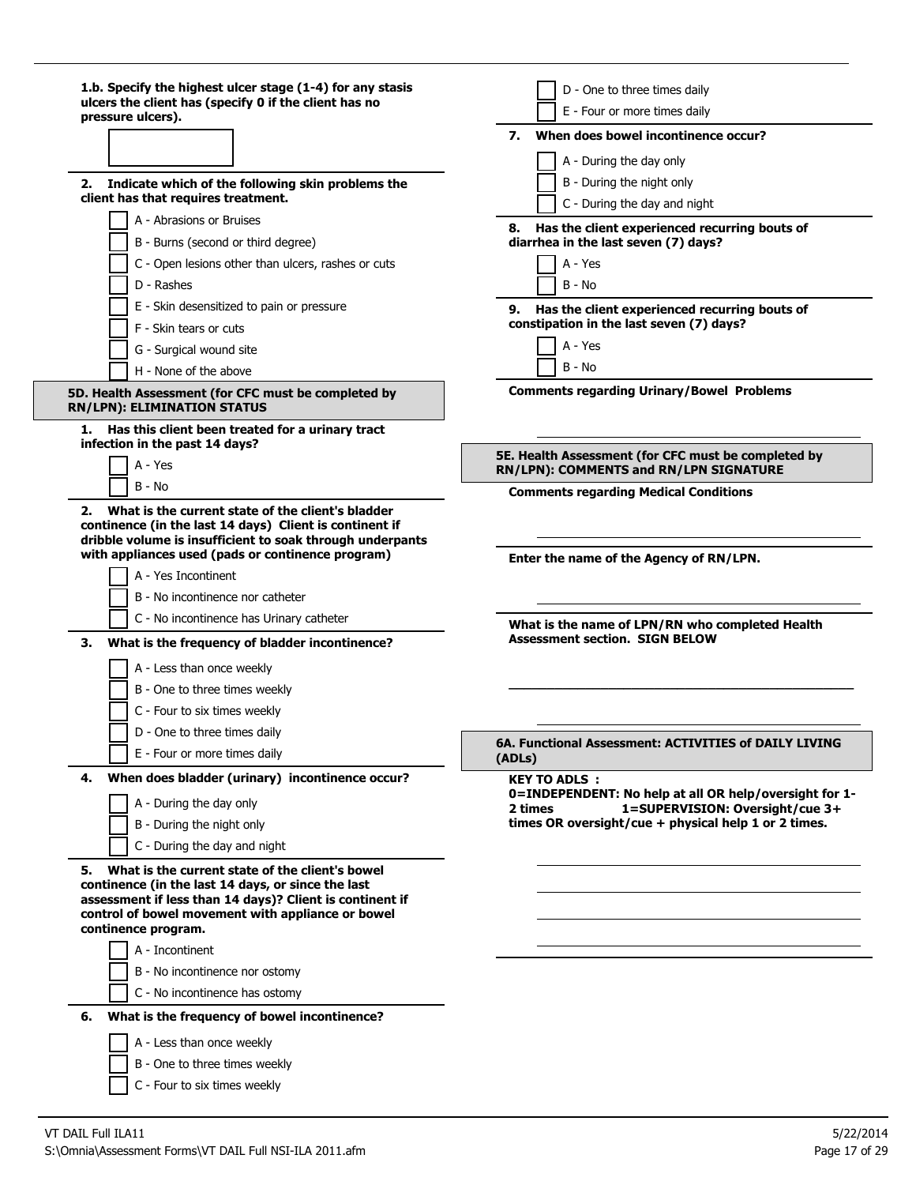**1.b. Specify the highest ulcer stage (1-4) for any stasis ulcers the client has (specify 0 if the client has no pressure ulcers).**

☐

**2. Indicate which of the following skin problems the client has that requires treatment.**

- ☐ A - Abrasions or Bruises
- ☐ B - Burns (second or third degree)
- ☐ C - Open lesions other than ulcers, rashes or cuts
- ☐ D - Rashes
- ☐ E - Skin desensitized to pain or pressure
- ☐ F - Skin tears or cuts
- ☐ G - Surgical wound site
- ☐ H - None of the above

## 5D. Health Assessment (for CFC must be completed by RN/LPN): ELIMINATION STATUS

**1. Has this client been treated for a urinary tract infection in the past 14 days?**

- ☐ A - Yes
- ☐ B - No

**2. What is the current state of the client's bladder continence (in the last 14 days) Client is continent if dribble volume is insufficient to soak through underpants with appliances used (pads or continence program)**

- ☐ A - Yes Incontinent
- ☐ B - No incontinence nor catheter
- ☐ C - No incontinence has Urinary catheter

**3. What is the frequency of bladder incontinence?**

- ☐ A - Less than once weekly
- ☐ B - One to three times weekly
- ☐ C - Four to six times weekly
- ☐ D - One to three times daily
- ☐ E - Four or more times daily

**4. When does bladder (urinary) incontinence occur?**

- ☐ A - During the day only
- ☐ B - During the night only
- ☐ C - During the day and night

**5. What is the current state of the client's bowel continence (in the last 14 days, or since the last assessment if less than 14 days)? Client is continent if control of bowel movement with appliance or bowel continence program.**

- ☐ A - Incontinent
- ☐ B - No incontinence nor ostomy
- ☐ C - No incontinence has ostomy

**6. What is the frequency of bowel incontinence?**

- ☐ A - Less than once weekly
- ☐ B - One to three times weekly
- ☐ C - Four to six times weekly
- ☐ D - One to three times daily
- ☐ E - Four or more times daily

**7. When does bowel incontinence occur?**

- ☐ A - During the day only
- ☐ B - During the night only
- ☐ C - During the day and night

**8. Has the client experienced recurring bouts of diarrhea in the last seven (7) days?**

- ☐ A - Yes
- ☐ B - No

**9. Has the client experienced recurring bouts of constipation in the last seven (7) days?**

- ☐ A - Yes
- ☐ B - No

**Comments regarding Urinary/Bowel Problems**

_______________________

## 5E. Health Assessment (for CFC must be completed by RN/LPN): COMMENTS and RN/LPN SIGNATURE

**Comments regarding Medical Conditions**

_______________________

**Enter the name of the Agency of RN/LPN.**

_______________________

**What is the name of LPN/RN who completed Health Assessment section. SIGN BELOW**

_______________________

_______________________

## 6A. Functional Assessment: ACTIVITIES of DAILY LIVING (ADLs)

**KEY TO ADLS :**
**0=INDEPENDENT: No help at all OR help/oversight for 1-2 times 1=SUPERVISION: Oversight/cue 3+ times OR oversight/cue + physical help 1 or 2 times.**

_______________________

_______________________

_______________________

_______________________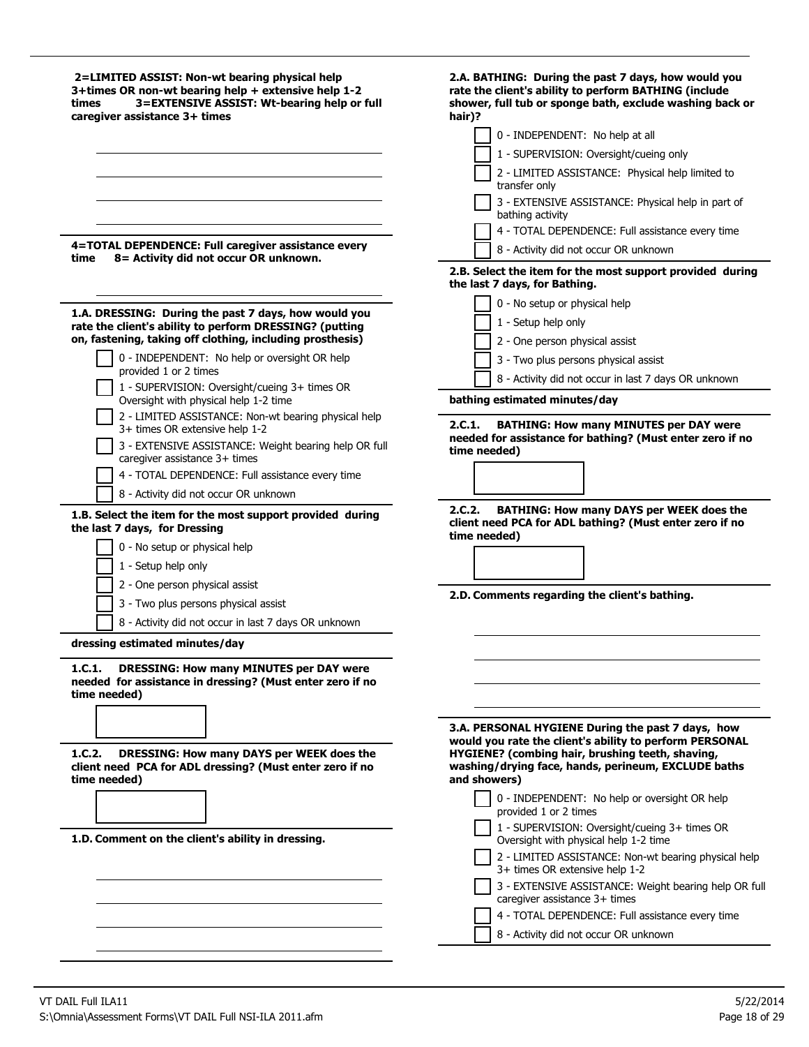**2=LIMITED ASSIST: Non-wt bearing physical help 3+times OR non-wt bearing help + extensive help 1-2 times 3=EXTENSIVE ASSIST: Wt-bearing help or full caregiver assistance 3+ times**

**4=TOTAL DEPENDENCE: Full caregiver assistance every time 8= Activity did not occur OR unknown.**

**1.A. DRESSING: During the past 7 days, how would you rate the client's ability to perform DRESSING? (putting on, fastening, taking off clothing, including prosthesis)**

- [ ] 0 - INDEPENDENT: No help or oversight OR help provided 1 or 2 times
- [ ] 1 - SUPERVISION: Oversight/cueing 3+ times OR Oversight with physical help 1-2 time
- [ ] 2 - LIMITED ASSISTANCE: Non-wt bearing physical help 3+ times OR extensive help 1-2
- [ ] 3 - EXTENSIVE ASSISTANCE: Weight bearing help OR full caregiver assistance 3+ times
- [ ] 4 - TOTAL DEPENDENCE: Full assistance every time
- [ ] 8 - Activity did not occur OR unknown

**1.B. Select the item for the most support provided during the last 7 days, for Dressing**

- [ ] 0 - No setup or physical help
- [ ] 1 - Setup help only
- [ ] 2 - One person physical assist
- [ ] 3 - Two plus persons physical assist
- [ ] 8 - Activity did not occur in last 7 days OR unknown

**dressing estimated minutes/day**

**1.C.1. DRESSING: How many MINUTES per DAY were needed for assistance in dressing? (Must enter zero if no time needed)**

**1.C.2. DRESSING: How many DAYS per WEEK does the client need PCA for ADL dressing? (Must enter zero if no time needed)**

**1.D. Comment on the client's ability in dressing.**

**2.A. BATHING: During the past 7 days, how would you rate the client's ability to perform BATHING (include shower, full tub or sponge bath, exclude washing back or hair)?**

- [ ] 0 - INDEPENDENT: No help at all
- [ ] 1 - SUPERVISION: Oversight/cueing only
- [ ] 2 - LIMITED ASSISTANCE: Physical help limited to transfer only
- [ ] 3 - EXTENSIVE ASSISTANCE: Physical help in part of bathing activity
- [ ] 4 - TOTAL DEPENDENCE: Full assistance every time
- [ ] 8 - Activity did not occur OR unknown

**2.B. Select the item for the most support provided during the last 7 days, for Bathing.**

- [ ] 0 - No setup or physical help
- [ ] 1 - Setup help only
- [ ] 2 - One person physical assist
- [ ] 3 - Two plus persons physical assist
- [ ] 8 - Activity did not occur in last 7 days OR unknown

**bathing estimated minutes/day**

**2.C.1. BATHING: How many MINUTES per DAY were needed for assistance for bathing? (Must enter zero if no time needed)**

**2.C.2. BATHING: How many DAYS per WEEK does the client need PCA for ADL bathing? (Must enter zero if no time needed)**

**2.D. Comments regarding the client's bathing.**

**3.A. PERSONAL HYGIENE During the past 7 days, how would you rate the client's ability to perform PERSONAL HYGIENE? (combing hair, brushing teeth, shaving, washing/drying face, hands, perineum, EXCLUDE baths and showers)**

- [ ] 0 - INDEPENDENT: No help or oversight OR help provided 1 or 2 times
- [ ] 1 - SUPERVISION: Oversight/cueing 3+ times OR Oversight with physical help 1-2 time
- [ ] 2 - LIMITED ASSISTANCE: Non-wt bearing physical help 3+ times OR extensive help 1-2
- [ ] 3 - EXTENSIVE ASSISTANCE: Weight bearing help OR full caregiver assistance 3+ times
- [ ] 4 - TOTAL DEPENDENCE: Full assistance every time
- [ ] 8 - Activity did not occur OR unknown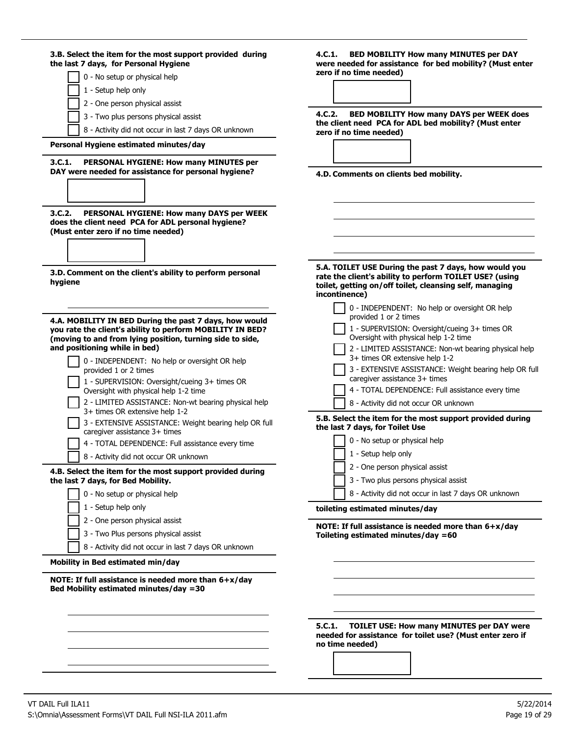**3.B. Select the item for the most support provided during the last 7 days, for Personal Hygiene**

- ☐ 0 - No setup or physical help
- ☐ 1 - Setup help only
- ☐ 2 - One person physical assist
- ☐ 3 - Two plus persons physical assist
- ☐ 8 - Activity did not occur in last 7 days OR unknown

**Personal Hygiene estimated minutes/day**

**3.C.1. PERSONAL HYGIENE: How many MINUTES per DAY were needed for assistance for personal hygiene?**

☐

**3.C.2. PERSONAL HYGIENE: How many DAYS per WEEK does the client need PCA for ADL personal hygiene? (Must enter zero if no time needed)**

☐

**3.D. Comment on the client's ability to perform personal hygiene**

______________________________

**4.A. MOBILITY IN BED During the past 7 days, how would you rate the client's ability to perform MOBILITY IN BED? (moving to and from lying position, turning side to side, and positioning while in bed)**

- ☐ 0 - INDEPENDENT: No help or oversight OR help provided 1 or 2 times
- ☐ 1 - SUPERVISION: Oversight/cueing 3+ times OR Oversight with physical help 1-2 time
- ☐ 2 - LIMITED ASSISTANCE: Non-wt bearing physical help 3+ times OR extensive help 1-2
- ☐ 3 - EXTENSIVE ASSISTANCE: Weight bearing help OR full caregiver assistance 3+ times
- ☐ 4 - TOTAL DEPENDENCE: Full assistance every time
- ☐ 8 - Activity did not occur OR unknown

**4.B. Select the item for the most support provided during the last 7 days, for Bed Mobility.**

- ☐ 0 - No setup or physical help
- ☐ 1 - Setup help only
- ☐ 2 - One person physical assist
- ☐ 3 - Two Plus persons physical assist
- ☐ 8 - Activity did not occur in last 7 days OR unknown

**Mobility in Bed estimated min/day**

**NOTE: If full assistance is needed more than 6+x/day Bed Mobility estimated minutes/day =30**

______________________________

______________________________

______________________________

______________________________

**4.C.1. BED MOBILITY How many MINUTES per DAY were needed for assistance for bed mobility? (Must enter zero if no time needed)**

☐

**4.C.2. BED MOBILITY How many DAYS per WEEK does the client need PCA for ADL bed mobility? (Must enter zero if no time needed)**

☐

**4.D. Comments on clients bed mobility.**

______________________________

______________________________

______________________________

______________________________

**5.A. TOILET USE During the past 7 days, how would you rate the client's ability to perform TOILET USE? (using toilet, getting on/off toilet, cleansing self, managing incontinence)**

- ☐ 0 - INDEPENDENT: No help or oversight OR help provided 1 or 2 times
- ☐ 1 - SUPERVISION: Oversight/cueing 3+ times OR Oversight with physical help 1-2 time
- ☐ 2 - LIMITED ASSISTANCE: Non-wt bearing physical help 3+ times OR extensive help 1-2
- ☐ 3 - EXTENSIVE ASSISTANCE: Weight bearing help OR full caregiver assistance 3+ times
- ☐ 4 - TOTAL DEPENDENCE: Full assistance every time
- ☐ 8 - Activity did not occur OR unknown

**5.B. Select the item for the most support provided during the last 7 days, for Toilet Use**

- ☐ 0 - No setup or physical help
- ☐ 1 - Setup help only
- ☐ 2 - One person physical assist
- ☐ 3 - Two plus persons physical assist
- ☐ 8 - Activity did not occur in last 7 days OR unknown

**toileting estimated minutes/day**

**NOTE: If full assistance is needed more than 6+x/day Toileting estimated minutes/day =60**

______________________________

______________________________

______________________________

______________________________

**5.C.1. TOILET USE: How many MINUTES per DAY were needed for assistance for toilet use? (Must enter zero if no time needed)**

☐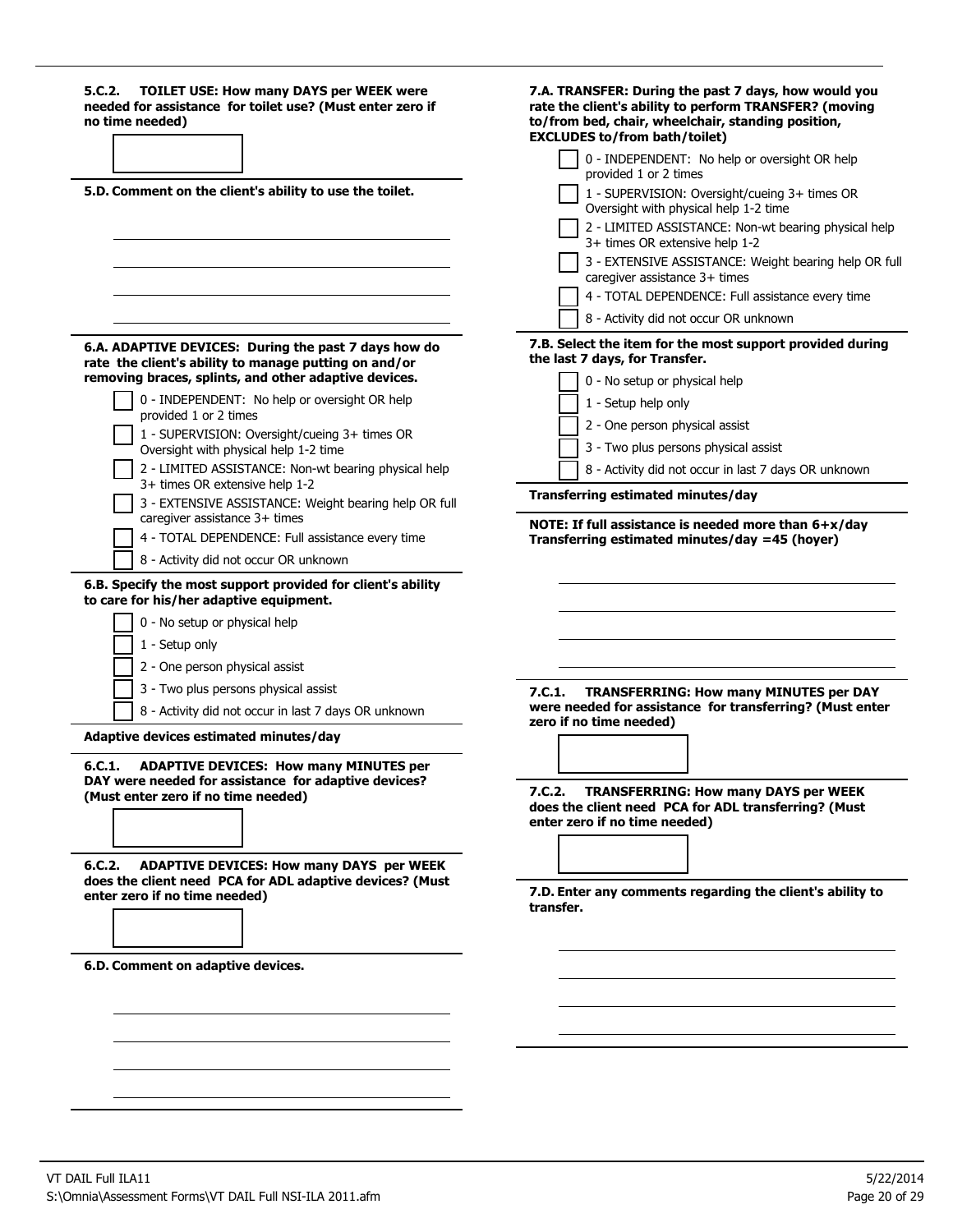**5.C.2. TOILET USE: How many DAYS per WEEK were needed for assistance for toilet use? (Must enter zero if no time needed)**

☐

**5.D. Comment on the client's ability to use the toilet.**

______________________________

______________________________

______________________________

______________________________

**6.A. ADAPTIVE DEVICES: During the past 7 days how do rate the client's ability to manage putting on and/or removing braces, splints, and other adaptive devices.**

- ☐ 0 - INDEPENDENT: No help or oversight OR help provided 1 or 2 times
- ☐ 1 - SUPERVISION: Oversight/cueing 3+ times OR Oversight with physical help 1-2 time
- ☐ 2 - LIMITED ASSISTANCE: Non-wt bearing physical help 3+ times OR extensive help 1-2
- ☐ 3 - EXTENSIVE ASSISTANCE: Weight bearing help OR full caregiver assistance 3+ times
- ☐ 4 - TOTAL DEPENDENCE: Full assistance every time
- ☐ 8 - Activity did not occur OR unknown

**6.B. Specify the most support provided for client's ability to care for his/her adaptive equipment.**

- ☐ 0 - No setup or physical help
- ☐ 1 - Setup only
- ☐ 2 - One person physical assist
- ☐ 3 - Two plus persons physical assist
- ☐ 8 - Activity did not occur in last 7 days OR unknown

**Adaptive devices estimated minutes/day**

**6.C.1. ADAPTIVE DEVICES: How many MINUTES per DAY were needed for assistance for adaptive devices? (Must enter zero if no time needed)**

☐

**6.C.2. ADAPTIVE DEVICES: How many DAYS per WEEK does the client need PCA for ADL adaptive devices? (Must enter zero if no time needed)**

☐

**6.D. Comment on adaptive devices.**

______________________________

______________________________

______________________________

______________________________

**7.A. TRANSFER: During the past 7 days, how would you rate the client's ability to perform TRANSFER? (moving to/from bed, chair, wheelchair, standing position, EXCLUDES to/from bath/toilet)**

- ☐ 0 - INDEPENDENT: No help or oversight OR help provided 1 or 2 times
- ☐ 1 - SUPERVISION: Oversight/cueing 3+ times OR Oversight with physical help 1-2 time
- ☐ 2 - LIMITED ASSISTANCE: Non-wt bearing physical help 3+ times OR extensive help 1-2
- ☐ 3 - EXTENSIVE ASSISTANCE: Weight bearing help OR full caregiver assistance 3+ times
- ☐ 4 - TOTAL DEPENDENCE: Full assistance every time
- ☐ 8 - Activity did not occur OR unknown

**7.B. Select the item for the most support provided during the last 7 days, for Transfer.**

- ☐ 0 - No setup or physical help
- ☐ 1 - Setup help only
- ☐ 2 - One person physical assist
- ☐ 3 - Two plus persons physical assist
- ☐ 8 - Activity did not occur in last 7 days OR unknown

**Transferring estimated minutes/day**

**NOTE: If full assistance is needed more than 6+x/day Transferring estimated minutes/day =45 (hoyer)**

______________________________

______________________________

______________________________

______________________________

**7.C.1. TRANSFERRING: How many MINUTES per DAY were needed for assistance for transferring? (Must enter zero if no time needed)**

☐

**7.C.2. TRANSFERRING: How many DAYS per WEEK does the client need PCA for ADL transferring? (Must enter zero if no time needed)**

☐

**7.D. Enter any comments regarding the client's ability to transfer.**

______________________________

______________________________

______________________________

______________________________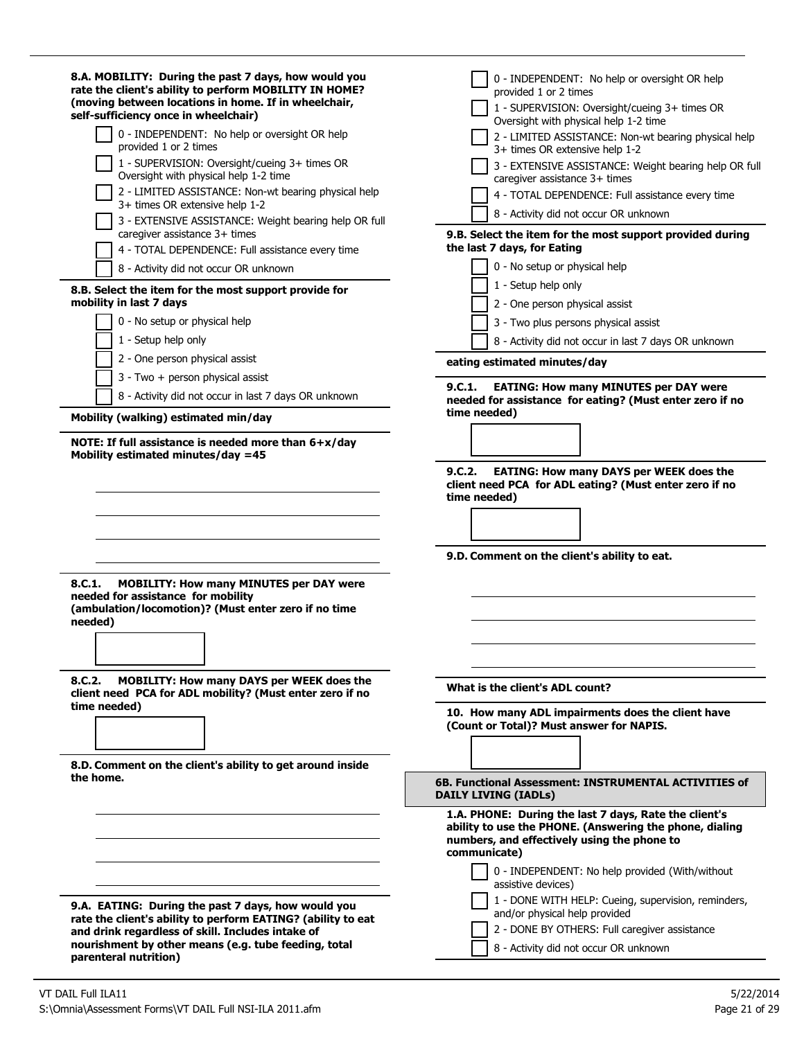**8.A. MOBILITY: During the past 7 days, how would you rate the client's ability to perform MOBILITY IN HOME? (moving between locations in home. If in wheelchair, self-sufficiency once in wheelchair)**

- [ ] 0 - INDEPENDENT: No help or oversight OR help provided 1 or 2 times
- [ ] 1 - SUPERVISION: Oversight/cueing 3+ times OR Oversight with physical help 1-2 time
- [ ] 2 - LIMITED ASSISTANCE: Non-wt bearing physical help 3+ times OR extensive help 1-2
- [ ] 3 - EXTENSIVE ASSISTANCE: Weight bearing help OR full caregiver assistance 3+ times
- [ ] 4 - TOTAL DEPENDENCE: Full assistance every time
- [ ] 8 - Activity did not occur OR unknown

**8.B. Select the item for the most support provide for mobility in last 7 days**

- [ ] 0 - No setup or physical help
- [ ] 1 - Setup help only
- [ ] 2 - One person physical assist
- [ ] 3 - Two + person physical assist
- [ ] 8 - Activity did not occur in last 7 days OR unknown

**Mobility (walking) estimated min/day**

**NOTE: If full assistance is needed more than 6+x/day Mobility estimated minutes/day =45**

______________________

______________________

______________________

______________________

**8.C.1. MOBILITY: How many MINUTES per DAY were needed for assistance for mobility (ambulation/locomotion)? (Must enter zero if no time needed)**

[ ]

**8.C.2. MOBILITY: How many DAYS per WEEK does the client need PCA for ADL mobility? (Must enter zero if no time needed)**

[ ]

**8.D. Comment on the client's ability to get around inside the home.**

______________________

______________________

______________________

______________________

**9.A. EATING: During the past 7 days, how would you rate the client's ability to perform EATING? (ability to eat and drink regardless of skill. Includes intake of nourishment by other means (e.g. tube feeding, total parenteral nutrition)**

- [ ] 0 - INDEPENDENT: No help or oversight OR help provided 1 or 2 times
- [ ] 1 - SUPERVISION: Oversight/cueing 3+ times OR Oversight with physical help 1-2 time
- [ ] 2 - LIMITED ASSISTANCE: Non-wt bearing physical help 3+ times OR extensive help 1-2
- [ ] 3 - EXTENSIVE ASSISTANCE: Weight bearing help OR full caregiver assistance 3+ times
- [ ] 4 - TOTAL DEPENDENCE: Full assistance every time
- [ ] 8 - Activity did not occur OR unknown

**9.B. Select the item for the most support provided during the last 7 days, for Eating**

- [ ] 0 - No setup or physical help
- [ ] 1 - Setup help only
- [ ] 2 - One person physical assist
- [ ] 3 - Two plus persons physical assist
- [ ] 8 - Activity did not occur in last 7 days OR unknown

**eating estimated minutes/day**

**9.C.1. EATING: How many MINUTES per DAY were needed for assistance for eating? (Must enter zero if no time needed)**

[ ]

**9.C.2. EATING: How many DAYS per WEEK does the client need PCA for ADL eating? (Must enter zero if no time needed)**

[ ]

**9.D. Comment on the client's ability to eat.**

______________________

______________________

______________________

______________________

**What is the client's ADL count?**

**10. How many ADL impairments does the client have (Count or Total)? Must answer for NAPIS.**

[ ]

## 6B. Functional Assessment: INSTRUMENTAL ACTIVITIES of DAILY LIVING (IADLs)

**1.A. PHONE: During the last 7 days, Rate the client's ability to use the PHONE. (Answering the phone, dialing numbers, and effectively using the phone to communicate)**

- [ ] 0 - INDEPENDENT: No help provided (With/without assistive devices)
- [ ] 1 - DONE WITH HELP: Cueing, supervision, reminders, and/or physical help provided
- [ ] 2 - DONE BY OTHERS: Full caregiver assistance
- [ ] 8 - Activity did not occur OR unknown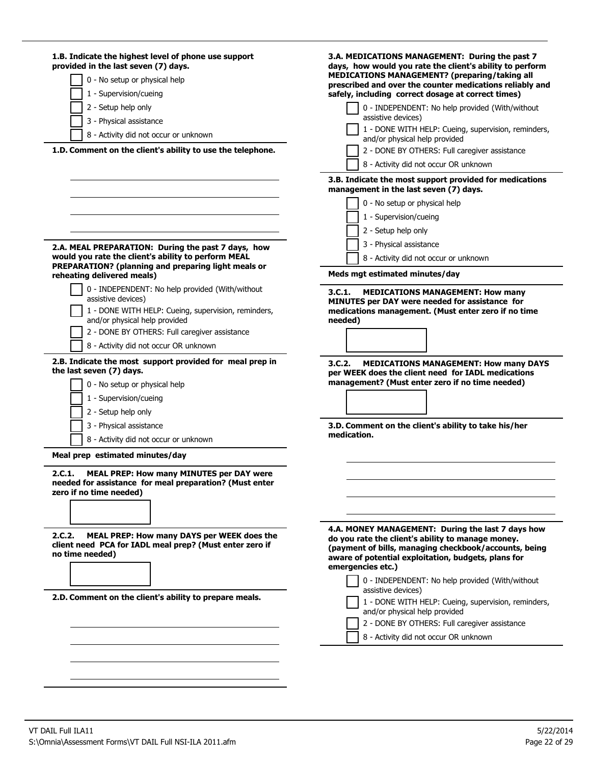**1.B. Indicate the highest level of phone use support provided in the last seven (7) days.**

- [ ] 0 - No setup or physical help
- [ ] 1 - Supervision/cueing
- [ ] 2 - Setup help only
- [ ] 3 - Physical assistance
- [ ] 8 - Activity did not occur or unknown

**1.D. Comment on the client's ability to use the telephone.**

______________________________

______________________________

______________________________

______________________________

**2.A. MEAL PREPARATION: During the past 7 days, how would you rate the client's ability to perform MEAL PREPARATION? (planning and preparing light meals or reheating delivered meals)**

- [ ] 0 - INDEPENDENT: No help provided (With/without assistive devices)
- [ ] 1 - DONE WITH HELP: Cueing, supervision, reminders, and/or physical help provided
- [ ] 2 - DONE BY OTHERS: Full caregiver assistance
- [ ] 8 - Activity did not occur OR unknown

**2.B. Indicate the most support provided for meal prep in the last seven (7) days.**

- [ ] 0 - No setup or physical help
- [ ] 1 - Supervision/cueing
- [ ] 2 - Setup help only
- [ ] 3 - Physical assistance
- [ ] 8 - Activity did not occur or unknown

**Meal prep estimated minutes/day**

**2.C.1. MEAL PREP: How many MINUTES per DAY were needed for assistance for meal preparation? (Must enter zero if no time needed)**

[ ]

**2.C.2. MEAL PREP: How many DAYS per WEEK does the client need PCA for IADL meal prep? (Must enter zero if no time needed)**

[ ]

**2.D. Comment on the client's ability to prepare meals.**

______________________________

______________________________

______________________________

______________________________

**3.A. MEDICATIONS MANAGEMENT: During the past 7 days, how would you rate the client's ability to perform MEDICATIONS MANAGEMENT? (preparing/taking all prescribed and over the counter medications reliably and safely, including correct dosage at correct times)**

- [ ] 0 - INDEPENDENT: No help provided (With/without assistive devices)
- [ ] 1 - DONE WITH HELP: Cueing, supervision, reminders, and/or physical help provided
- [ ] 2 - DONE BY OTHERS: Full caregiver assistance
- [ ] 8 - Activity did not occur OR unknown

**3.B. Indicate the most support provided for medications management in the last seven (7) days.**

- [ ] 0 - No setup or physical help
- [ ] 1 - Supervision/cueing
- [ ] 2 - Setup help only
- [ ] 3 - Physical assistance
- [ ] 8 - Activity did not occur or unknown

**Meds mgt estimated minutes/day**

**3.C.1. MEDICATIONS MANAGEMENT: How many MINUTES per DAY were needed for assistance for medications management. (Must enter zero if no time needed)**

[ ]

**3.C.2. MEDICATIONS MANAGEMENT: How many DAYS per WEEK does the client need for IADL medications management? (Must enter zero if no time needed)**

[ ]

**3.D. Comment on the client's ability to take his/her medication.**

______________________________

______________________________

______________________________

______________________________

**4.A. MONEY MANAGEMENT: During the last 7 days how do you rate the client's ability to manage money. (payment of bills, managing checkbook/accounts, being aware of potential exploitation, budgets, plans for emergencies etc.)**

- [ ] 0 - INDEPENDENT: No help provided (With/without assistive devices)
- [ ] 1 - DONE WITH HELP: Cueing, supervision, reminders, and/or physical help provided
- [ ] 2 - DONE BY OTHERS: Full caregiver assistance
- [ ] 8 - Activity did not occur OR unknown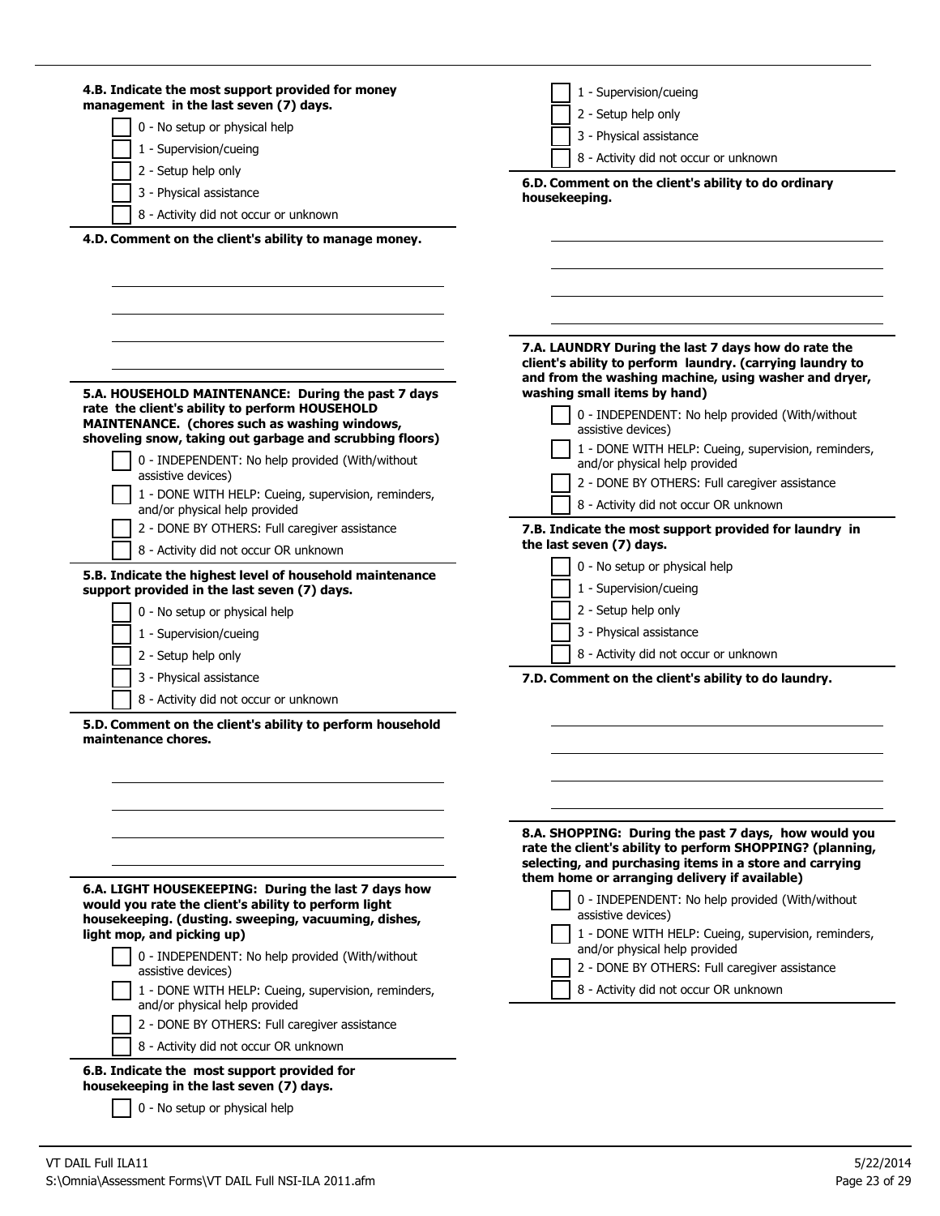**4.B. Indicate the most support provided for money management in the last seven (7) days.**

- [ ] 0 - No setup or physical help
- [ ] 1 - Supervision/cueing
- [ ] 2 - Setup help only
- [ ] 3 - Physical assistance
- [ ] 8 - Activity did not occur or unknown

**4.D. Comment on the client's ability to manage money.**

\_\_\_\_\_\_\_\_\_\_\_\_\_\_\_\_\_\_\_\_\_\_\_\_\_\_\_\_\_\_\_\_\_\_\_\_\_\_\_\_

\_\_\_\_\_\_\_\_\_\_\_\_\_\_\_\_\_\_\_\_\_\_\_\_\_\_\_\_\_\_\_\_\_\_\_\_\_\_\_\_

\_\_\_\_\_\_\_\_\_\_\_\_\_\_\_\_\_\_\_\_\_\_\_\_\_\_\_\_\_\_\_\_\_\_\_\_\_\_\_\_

\_\_\_\_\_\_\_\_\_\_\_\_\_\_\_\_\_\_\_\_\_\_\_\_\_\_\_\_\_\_\_\_\_\_\_\_\_\_\_\_

**5.A. HOUSEHOLD MAINTENANCE: During the past 7 days rate the client's ability to perform HOUSEHOLD MAINTENANCE. (chores such as washing windows, shoveling snow, taking out garbage and scrubbing floors)**

- [ ] 0 - INDEPENDENT: No help provided (With/without assistive devices)
- [ ] 1 - DONE WITH HELP: Cueing, supervision, reminders, and/or physical help provided
- [ ] 2 - DONE BY OTHERS: Full caregiver assistance
- [ ] 8 - Activity did not occur OR unknown

**5.B. Indicate the highest level of household maintenance support provided in the last seven (7) days.**

- [ ] 0 - No setup or physical help
- [ ] 1 - Supervision/cueing
- [ ] 2 - Setup help only
- [ ] 3 - Physical assistance
- [ ] 8 - Activity did not occur or unknown

**5.D. Comment on the client's ability to perform household maintenance chores.**

\_\_\_\_\_\_\_\_\_\_\_\_\_\_\_\_\_\_\_\_\_\_\_\_\_\_\_\_\_\_\_\_\_\_\_\_\_\_\_\_

\_\_\_\_\_\_\_\_\_\_\_\_\_\_\_\_\_\_\_\_\_\_\_\_\_\_\_\_\_\_\_\_\_\_\_\_\_\_\_\_

\_\_\_\_\_\_\_\_\_\_\_\_\_\_\_\_\_\_\_\_\_\_\_\_\_\_\_\_\_\_\_\_\_\_\_\_\_\_\_\_

\_\_\_\_\_\_\_\_\_\_\_\_\_\_\_\_\_\_\_\_\_\_\_\_\_\_\_\_\_\_\_\_\_\_\_\_\_\_\_\_

**6.A. LIGHT HOUSEKEEPING: During the last 7 days how would you rate the client's ability to perform light housekeeping. (dusting. sweeping, vacuuming, dishes, light mop, and picking up)**

- [ ] 0 - INDEPENDENT: No help provided (With/without assistive devices)
- [ ] 1 - DONE WITH HELP: Cueing, supervision, reminders, and/or physical help provided
- [ ] 2 - DONE BY OTHERS: Full caregiver assistance
- [ ] 8 - Activity did not occur OR unknown

**6.B. Indicate the most support provided for housekeeping in the last seven (7) days.**

- [ ] 0 - No setup or physical help
- [ ] 1 - Supervision/cueing
- [ ] 2 - Setup help only
- [ ] 3 - Physical assistance
- [ ] 8 - Activity did not occur or unknown

**6.D. Comment on the client's ability to do ordinary housekeeping.**

\_\_\_\_\_\_\_\_\_\_\_\_\_\_\_\_\_\_\_\_\_\_\_\_\_\_\_\_\_\_\_\_\_\_\_\_\_\_\_\_

\_\_\_\_\_\_\_\_\_\_\_\_\_\_\_\_\_\_\_\_\_\_\_\_\_\_\_\_\_\_\_\_\_\_\_\_\_\_\_\_

\_\_\_\_\_\_\_\_\_\_\_\_\_\_\_\_\_\_\_\_\_\_\_\_\_\_\_\_\_\_\_\_\_\_\_\_\_\_\_\_

\_\_\_\_\_\_\_\_\_\_\_\_\_\_\_\_\_\_\_\_\_\_\_\_\_\_\_\_\_\_\_\_\_\_\_\_\_\_\_\_

**7.A. LAUNDRY During the last 7 days how do rate the client's ability to perform laundry. (carrying laundry to and from the washing machine, using washer and dryer, washing small items by hand)**

- [ ] 0 - INDEPENDENT: No help provided (With/without assistive devices)
- [ ] 1 - DONE WITH HELP: Cueing, supervision, reminders, and/or physical help provided
- [ ] 2 - DONE BY OTHERS: Full caregiver assistance
- [ ] 8 - Activity did not occur OR unknown

**7.B. Indicate the most support provided for laundry in the last seven (7) days.**

- [ ] 0 - No setup or physical help
- [ ] 1 - Supervision/cueing
- [ ] 2 - Setup help only
- [ ] 3 - Physical assistance
- [ ] 8 - Activity did not occur or unknown

**7.D. Comment on the client's ability to do laundry.**

\_\_\_\_\_\_\_\_\_\_\_\_\_\_\_\_\_\_\_\_\_\_\_\_\_\_\_\_\_\_\_\_\_\_\_\_\_\_\_\_

\_\_\_\_\_\_\_\_\_\_\_\_\_\_\_\_\_\_\_\_\_\_\_\_\_\_\_\_\_\_\_\_\_\_\_\_\_\_\_\_

\_\_\_\_\_\_\_\_\_\_\_\_\_\_\_\_\_\_\_\_\_\_\_\_\_\_\_\_\_\_\_\_\_\_\_\_\_\_\_\_

\_\_\_\_\_\_\_\_\_\_\_\_\_\_\_\_\_\_\_\_\_\_\_\_\_\_\_\_\_\_\_\_\_\_\_\_\_\_\_\_

**8.A. SHOPPING: During the past 7 days, how would you rate the client's ability to perform SHOPPING? (planning, selecting, and purchasing items in a store and carrying them home or arranging delivery if available)**

- [ ] 0 - INDEPENDENT: No help provided (With/without assistive devices)
- [ ] 1 - DONE WITH HELP: Cueing, supervision, reminders, and/or physical help provided
- [ ] 2 - DONE BY OTHERS: Full caregiver assistance
- [ ] 8 - Activity did not occur OR unknown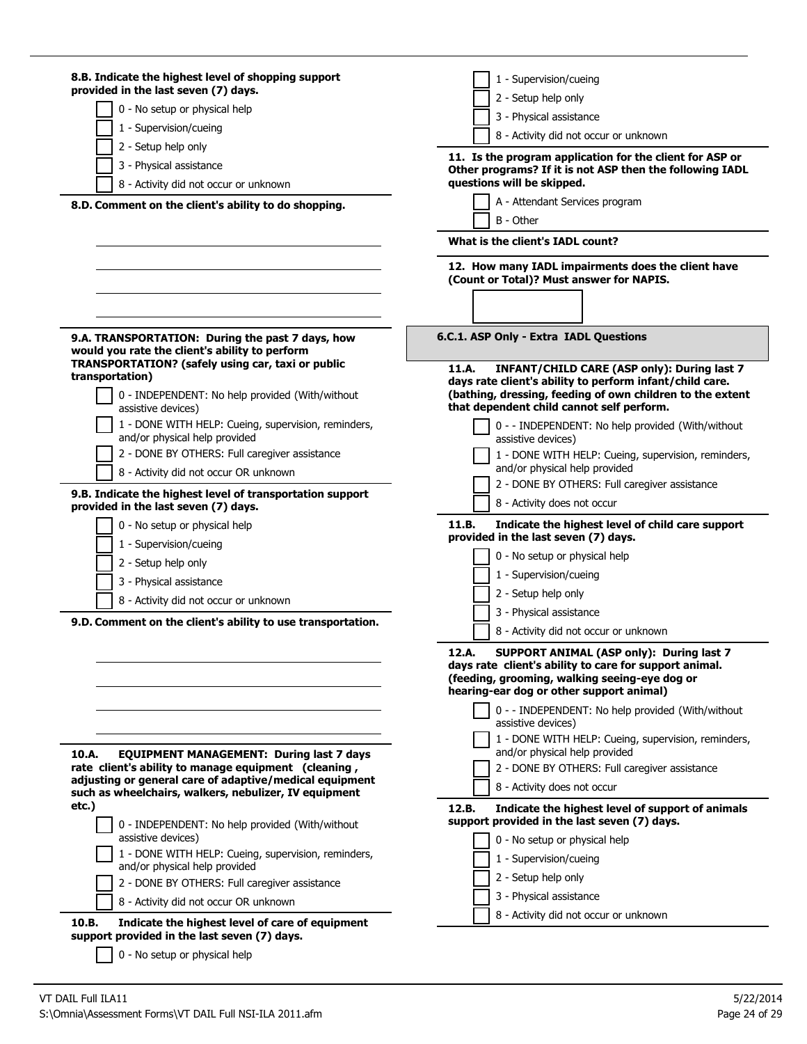**8.B. Indicate the highest level of shopping support provided in the last seven (7) days.**

- [ ] 0 - No setup or physical help
- [ ] 1 - Supervision/cueing
- [ ] 2 - Setup help only
- [ ] 3 - Physical assistance
- [ ] 8 - Activity did not occur or unknown

**8.D. Comment on the client's ability to do shopping.**

\_\_\_\_\_\_\_\_\_\_\_\_\_\_\_\_\_\_\_\_\_\_\_\_\_\_\_\_\_\_\_\_\_\_\_\_\_\_\_\_

\_\_\_\_\_\_\_\_\_\_\_\_\_\_\_\_\_\_\_\_\_\_\_\_\_\_\_\_\_\_\_\_\_\_\_\_\_\_\_\_

\_\_\_\_\_\_\_\_\_\_\_\_\_\_\_\_\_\_\_\_\_\_\_\_\_\_\_\_\_\_\_\_\_\_\_\_\_\_\_\_

\_\_\_\_\_\_\_\_\_\_\_\_\_\_\_\_\_\_\_\_\_\_\_\_\_\_\_\_\_\_\_\_\_\_\_\_\_\_\_\_

**9.A. TRANSPORTATION: During the past 7 days, how would you rate the client's ability to perform TRANSPORTATION? (safely using car, taxi or public transportation)**

- [ ] 0 - INDEPENDENT: No help provided (With/without assistive devices)
- [ ] 1 - DONE WITH HELP: Cueing, supervision, reminders, and/or physical help provided
- [ ] 2 - DONE BY OTHERS: Full caregiver assistance
- [ ] 8 - Activity did not occur OR unknown

**9.B. Indicate the highest level of transportation support provided in the last seven (7) days.**

- [ ] 0 - No setup or physical help
- [ ] 1 - Supervision/cueing
- [ ] 2 - Setup help only
- [ ] 3 - Physical assistance
- [ ] 8 - Activity did not occur or unknown

**9.D. Comment on the client's ability to use transportation.**

\_\_\_\_\_\_\_\_\_\_\_\_\_\_\_\_\_\_\_\_\_\_\_\_\_\_\_\_\_\_\_\_\_\_\_\_\_\_\_\_

\_\_\_\_\_\_\_\_\_\_\_\_\_\_\_\_\_\_\_\_\_\_\_\_\_\_\_\_\_\_\_\_\_\_\_\_\_\_\_\_

\_\_\_\_\_\_\_\_\_\_\_\_\_\_\_\_\_\_\_\_\_\_\_\_\_\_\_\_\_\_\_\_\_\_\_\_\_\_\_\_

\_\_\_\_\_\_\_\_\_\_\_\_\_\_\_\_\_\_\_\_\_\_\_\_\_\_\_\_\_\_\_\_\_\_\_\_\_\_\_\_

**10.A. EQUIPMENT MANAGEMENT: During last 7 days rate client's ability to manage equipment (cleaning , adjusting or general care of adaptive/medical equipment such as wheelchairs, walkers, nebulizer, IV equipment etc.)**

- [ ] 0 - INDEPENDENT: No help provided (With/without assistive devices)
- [ ] 1 - DONE WITH HELP: Cueing, supervision, reminders, and/or physical help provided
- [ ] 2 - DONE BY OTHERS: Full caregiver assistance
- [ ] 8 - Activity did not occur OR unknown

**10.B. Indicate the highest level of care of equipment support provided in the last seven (7) days.**

- [ ] 0 - No setup or physical help
- [ ] 1 - Supervision/cueing
- [ ] 2 - Setup help only
- [ ] 3 - Physical assistance
- [ ] 8 - Activity did not occur or unknown

**11. Is the program application for the client for ASP or Other programs? If it is not ASP then the following IADL questions will be skipped.**

- [ ] A - Attendant Services program
- [ ] B - Other

**What is the client's IADL count?**

**12. How many IADL impairments does the client have (Count or Total)? Must answer for NAPIS.**

[ ]

### 6.C.1. ASP Only - Extra IADL Questions

**11.A. INFANT/CHILD CARE (ASP only): During last 7 days rate client's ability to perform infant/child care. (bathing, dressing, feeding of own children to the extent that dependent child cannot self perform.**

- [ ] 0 - - INDEPENDENT: No help provided (With/without assistive devices)
- [ ] 1 - DONE WITH HELP: Cueing, supervision, reminders, and/or physical help provided
- [ ] 2 - DONE BY OTHERS: Full caregiver assistance
- [ ] 8 - Activity does not occur

**11.B. Indicate the highest level of child care support provided in the last seven (7) days.**

- [ ] 0 - No setup or physical help
- [ ] 1 - Supervision/cueing
- [ ] 2 - Setup help only
- [ ] 3 - Physical assistance
- [ ] 8 - Activity did not occur or unknown

**12.A. SUPPORT ANIMAL (ASP only): During last 7 days rate client's ability to care for support animal. (feeding, grooming, walking seeing-eye dog or hearing-ear dog or other support animal)**

- [ ] 0 - - INDEPENDENT: No help provided (With/without assistive devices)
- [ ] 1 - DONE WITH HELP: Cueing, supervision, reminders, and/or physical help provided
- [ ] 2 - DONE BY OTHERS: Full caregiver assistance
- [ ] 8 - Activity does not occur

**12.B. Indicate the highest level of support of animals support provided in the last seven (7) days.**

- [ ] 0 - No setup or physical help
- [ ] 1 - Supervision/cueing
- [ ] 2 - Setup help only
- [ ] 3 - Physical assistance
- [ ] 8 - Activity did not occur or unknown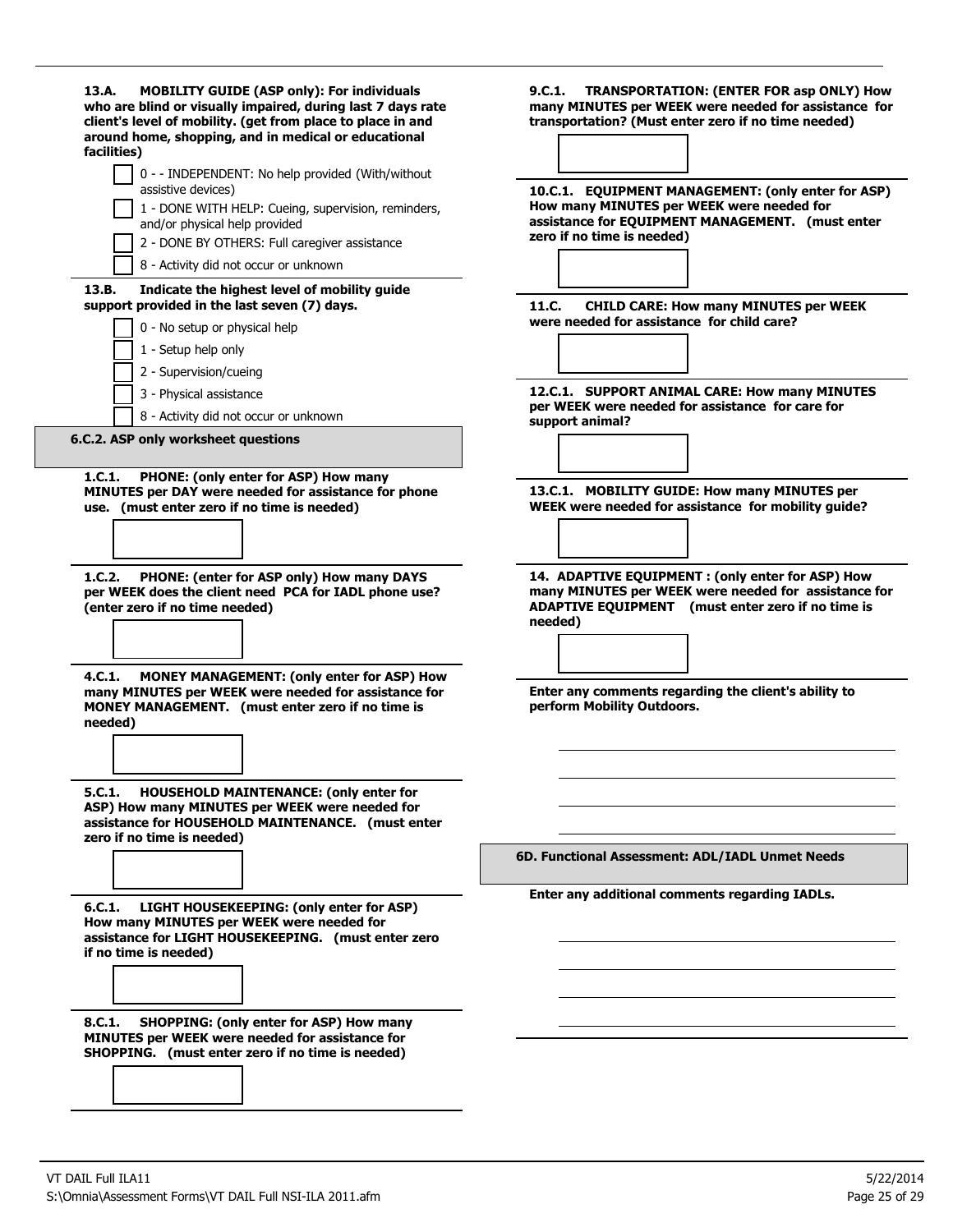**13.A. MOBILITY GUIDE (ASP only): For individuals who are blind or visually impaired, during last 7 days rate client's level of mobility. (get from place to place in and around home, shopping, and in medical or educational facilities)**

- [ ] 0 - - INDEPENDENT: No help provided (With/without assistive devices)
- [ ] 1 - DONE WITH HELP: Cueing, supervision, reminders, and/or physical help provided
- [ ] 2 - DONE BY OTHERS: Full caregiver assistance
- [ ] 8 - Activity did not occur or unknown

**13.B. Indicate the highest level of mobility guide support provided in the last seven (7) days.**

- [ ] 0 - No setup or physical help
- [ ] 1 - Setup help only
- [ ] 2 - Supervision/cueing
- [ ] 3 - Physical assistance
- [ ] 8 - Activity did not occur or unknown

## 6.C.2. ASP only worksheet questions

**1.C.1. PHONE: (only enter for ASP) How many MINUTES per DAY were needed for assistance for phone use. (must enter zero if no time is needed)**

[ ]

**1.C.2. PHONE: (enter for ASP only) How many DAYS per WEEK does the client need PCA for IADL phone use? (enter zero if no time needed)**

[ ]

**4.C.1. MONEY MANAGEMENT: (only enter for ASP) How many MINUTES per WEEK were needed for assistance for MONEY MANAGEMENT. (must enter zero if no time is needed)**

[ ]

**5.C.1. HOUSEHOLD MAINTENANCE: (only enter for ASP) How many MINUTES per WEEK were needed for assistance for HOUSEHOLD MAINTENANCE. (must enter zero if no time is needed)**

[ ]

**6.C.1. LIGHT HOUSEKEEPING: (only enter for ASP) How many MINUTES per WEEK were needed for assistance for LIGHT HOUSEKEEPING. (must enter zero if no time is needed)**

[ ]

**8.C.1. SHOPPING: (only enter for ASP) How many MINUTES per WEEK were needed for assistance for SHOPPING. (must enter zero if no time is needed)**

[ ]

**9.C.1. TRANSPORTATION: (ENTER FOR asp ONLY) How many MINUTES per WEEK were needed for assistance for transportation? (Must enter zero if no time needed)**

[ ]

**10.C.1. EQUIPMENT MANAGEMENT: (only enter for ASP) How many MINUTES per WEEK were needed for assistance for EQUIPMENT MANAGEMENT. (must enter zero if no time is needed)**

[ ]

**11.C. CHILD CARE: How many MINUTES per WEEK were needed for assistance for child care?**

[ ]

**12.C.1. SUPPORT ANIMAL CARE: How many MINUTES per WEEK were needed for assistance for care for support animal?**

[ ]

**13.C.1. MOBILITY GUIDE: How many MINUTES per WEEK were needed for assistance for mobility guide?**

[ ]

**14. ADAPTIVE EQUIPMENT : (only enter for ASP) How many MINUTES per WEEK were needed for assistance for ADAPTIVE EQUIPMENT (must enter zero if no time is needed)**

[ ]

**Enter any comments regarding the client's ability to perform Mobility Outdoors.**

\_\_\_\_\_\_\_\_\_\_\_\_\_\_\_\_\_\_\_\_\_\_\_\_\_\_\_\_\_\_\_\_\_\_\_\_\_\_\_\_

\_\_\_\_\_\_\_\_\_\_\_\_\_\_\_\_\_\_\_\_\_\_\_\_\_\_\_\_\_\_\_\_\_\_\_\_\_\_\_\_

\_\_\_\_\_\_\_\_\_\_\_\_\_\_\_\_\_\_\_\_\_\_\_\_\_\_\_\_\_\_\_\_\_\_\_\_\_\_\_\_

\_\_\_\_\_\_\_\_\_\_\_\_\_\_\_\_\_\_\_\_\_\_\_\_\_\_\_\_\_\_\_\_\_\_\_\_\_\_\_\_

## 6D. Functional Assessment: ADL/IADL Unmet Needs

**Enter any additional comments regarding IADLs.**

\_\_\_\_\_\_\_\_\_\_\_\_\_\_\_\_\_\_\_\_\_\_\_\_\_\_\_\_\_\_\_\_\_\_\_\_\_\_\_\_

\_\_\_\_\_\_\_\_\_\_\_\_\_\_\_\_\_\_\_\_\_\_\_\_\_\_\_\_\_\_\_\_\_\_\_\_\_\_\_\_

\_\_\_\_\_\_\_\_\_\_\_\_\_\_\_\_\_\_\_\_\_\_\_\_\_\_\_\_\_\_\_\_\_\_\_\_\_\_\_\_

\_\_\_\_\_\_\_\_\_\_\_\_\_\_\_\_\_\_\_\_\_\_\_\_\_\_\_\_\_\_\_\_\_\_\_\_\_\_\_\_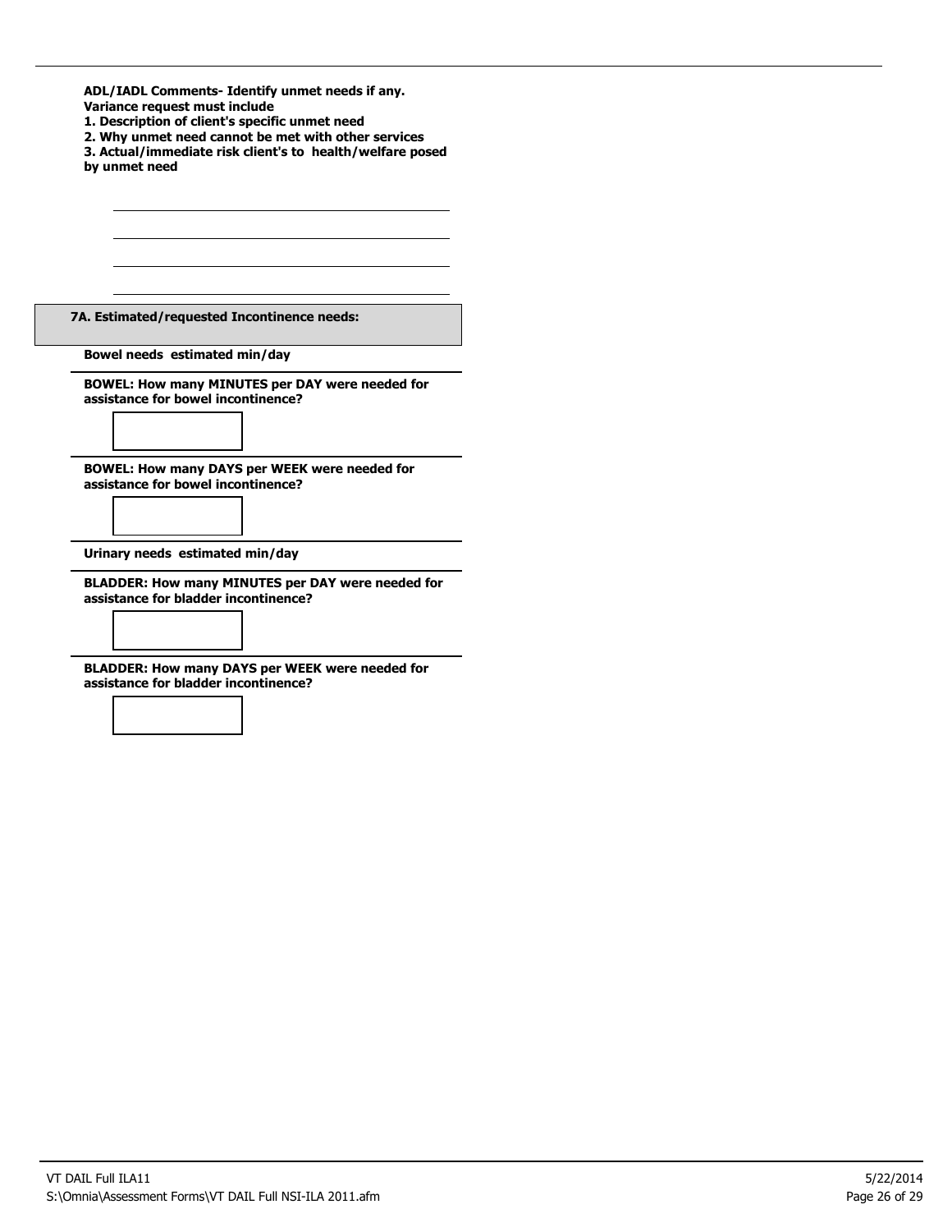**ADL/IADL Comments- Identify unmet needs if any.**
**Variance request must include**
**1. Description of client's specific unmet need**
**2. Why unmet need cannot be met with other services**
**3. Actual/immediate risk client's to health/welfare posed by unmet need**

\_\_\_\_\_\_\_\_\_\_\_\_\_\_\_\_\_\_\_\_\_\_\_\_\_\_\_\_\_\_\_\_\_\_\_\_\_\_\_\_

\_\_\_\_\_\_\_\_\_\_\_\_\_\_\_\_\_\_\_\_\_\_\_\_\_\_\_\_\_\_\_\_\_\_\_\_\_\_\_\_

\_\_\_\_\_\_\_\_\_\_\_\_\_\_\_\_\_\_\_\_\_\_\_\_\_\_\_\_\_\_\_\_\_\_\_\_\_\_\_\_

\_\_\_\_\_\_\_\_\_\_\_\_\_\_\_\_\_\_\_\_\_\_\_\_\_\_\_\_\_\_\_\_\_\_\_\_\_\_\_\_

## 7A. Estimated/requested Incontinence needs:

**Bowel needs estimated min/day**

**BOWEL: How many MINUTES per DAY were needed for assistance for bowel incontinence?**

[ ]

**BOWEL: How many DAYS per WEEK were needed for assistance for bowel incontinence?**

[ ]

**Urinary needs estimated min/day**

**BLADDER: How many MINUTES per DAY were needed for assistance for bladder incontinence?**

[ ]

**BLADDER: How many DAYS per WEEK were needed for assistance for bladder incontinence?**

[ ]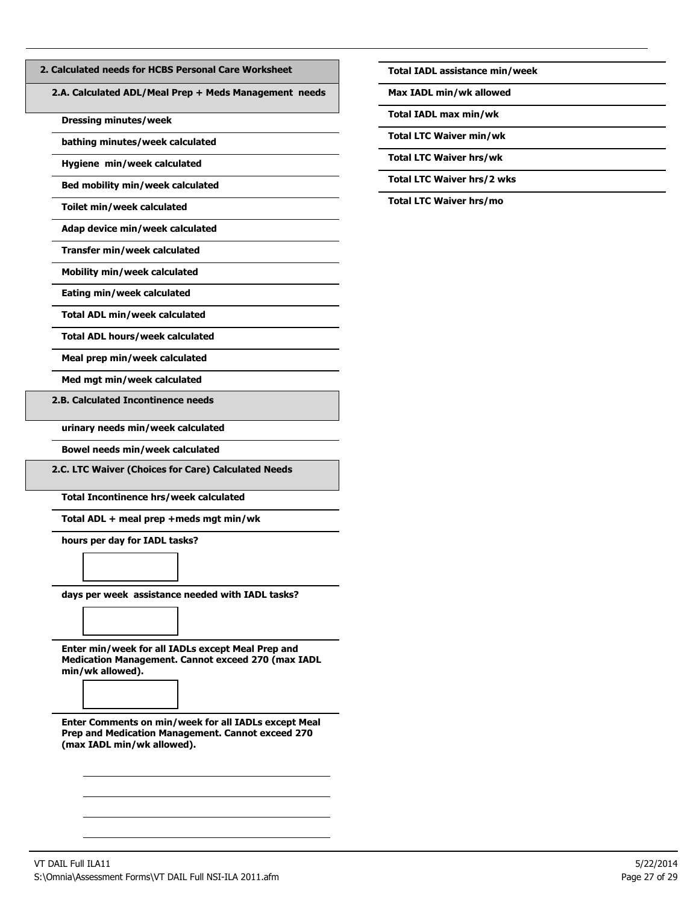## 2. Calculated needs for HCBS Personal Care Worksheet

### 2.A. Calculated ADL/Meal Prep + Meds Management needs

**Dressing minutes/week**

**bathing minutes/week calculated**

**Hygiene min/week calculated**

**Bed mobility min/week calculated**

**Toilet min/week calculated**

**Adap device min/week calculated**

**Transfer min/week calculated**

**Mobility min/week calculated**

**Eating min/week calculated**

**Total ADL min/week calculated**

**Total ADL hours/week calculated**

**Meal prep min/week calculated**

**Med mgt min/week calculated**

### 2.B. Calculated Incontinence needs

**urinary needs min/week calculated**

**Bowel needs min/week calculated**

### 2.C. LTC Waiver (Choices for Care) Calculated Needs

**Total Incontinence hrs/week calculated**

**Total ADL + meal prep +meds mgt min/wk**

**hours per day for IADL tasks?**

**days per week assistance needed with IADL tasks?**

**Enter min/week for all IADLs except Meal Prep and Medication Management. Cannot exceed 270 (max IADL min/wk allowed).**

**Enter Comments on min/week for all IADLs except Meal Prep and Medication Management. Cannot exceed 270 (max IADL min/wk allowed).**

**Total IADL assistance min/week**

**Max IADL min/wk allowed**

**Total IADL max min/wk**

**Total LTC Waiver min/wk**

**Total LTC Waiver hrs/wk**

**Total LTC Waiver hrs/2 wks**

**Total LTC Waiver hrs/mo**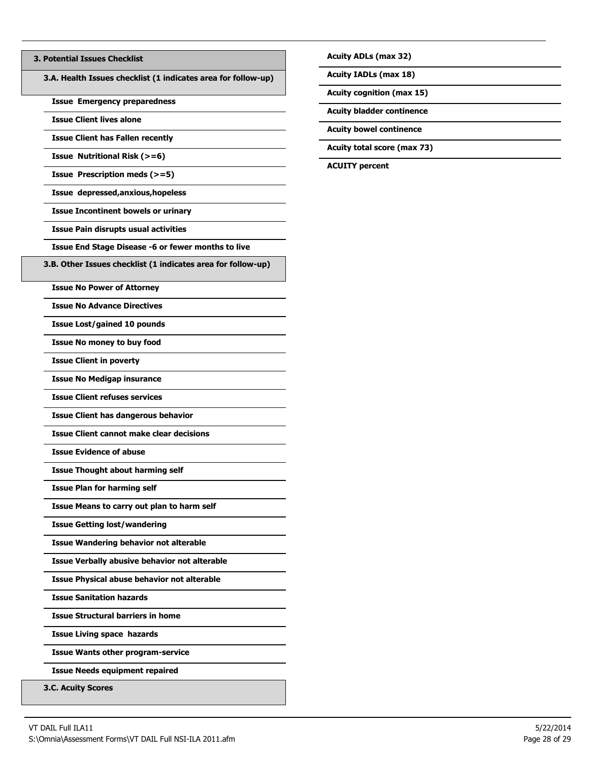## 3. Potential Issues Checklist

### 3.A. Health Issues checklist (1 indicates area for follow-up)

- **Issue Emergency preparedness**
- **Issue Client lives alone**
- **Issue Client has Fallen recently**
- **Issue Nutritional Risk (>=6)**
- **Issue Prescription meds (>=5)**
- **Issue depressed,anxious,hopeless**
- **Issue Incontinent bowels or urinary**
- **Issue Pain disrupts usual activities**
- **Issue End Stage Disease -6 or fewer months to live**

### 3.B. Other Issues checklist (1 indicates area for follow-up)

- **Issue No Power of Attorney**
- **Issue No Advance Directives**
- **Issue Lost/gained 10 pounds**
- **Issue No money to buy food**
- **Issue Client in poverty**
- **Issue No Medigap insurance**
- **Issue Client refuses services**
- **Issue Client has dangerous behavior**
- **Issue Client cannot make clear decisions**
- **Issue Evidence of abuse**
- **Issue Thought about harming self**
- **Issue Plan for harming self**
- **Issue Means to carry out plan to harm self**
- **Issue Getting lost/wandering**
- **Issue Wandering behavior not alterable**
- **Issue Verbally abusive behavior not alterable**
- **Issue Physical abuse behavior not alterable**
- **Issue Sanitation hazards**
- **Issue Structural barriers in home**
- **Issue Living space hazards**
- **Issue Wants other program-service**
- **Issue Needs equipment repaired**

### 3.C. Acuity Scores

- **Acuity ADLs (max 32)**
- **Acuity IADLs (max 18)**
- **Acuity cognition (max 15)**
- **Acuity bladder continence**
- **Acuity bowel continence**
- **Acuity total score (max 73)**
- **ACUITY percent**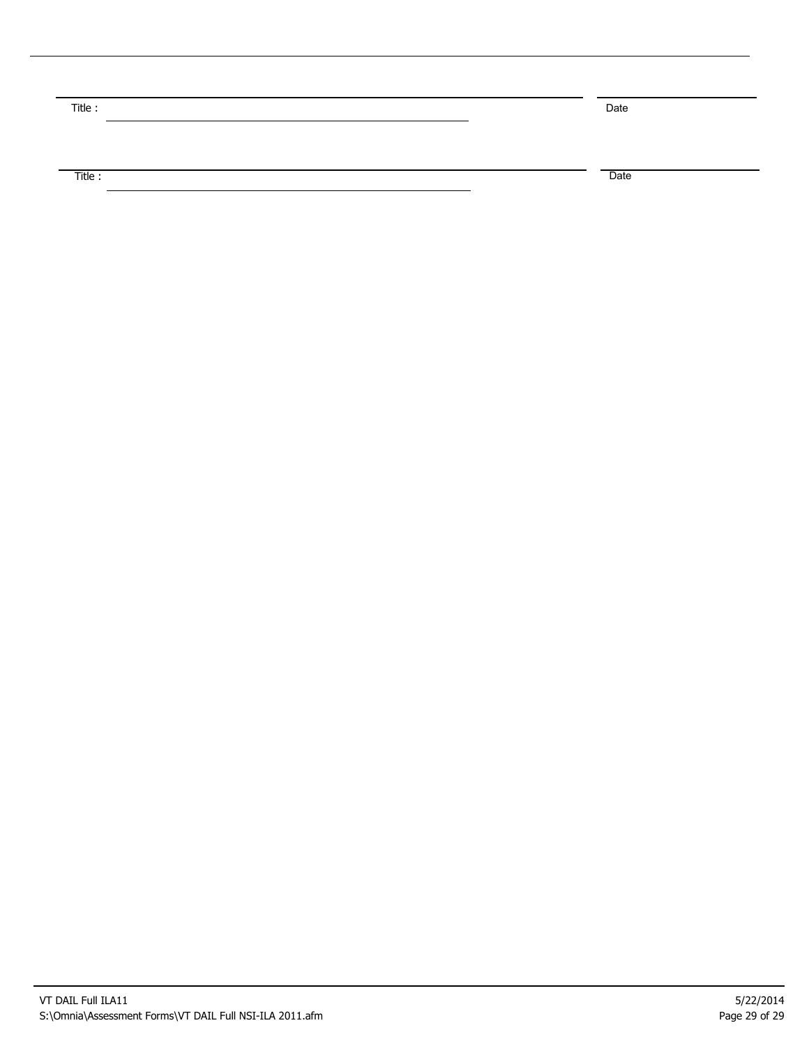Title : ______________________________________________ Date

Title : ______________________________________________ Date